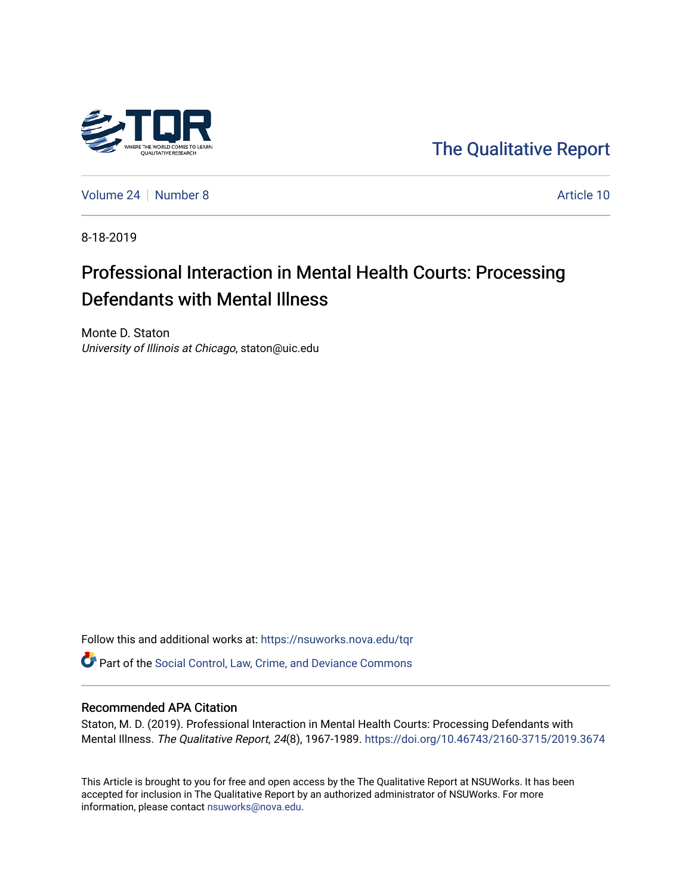The Qualitative Report

Volume 24 | Number 8 | Article 10

8-18-2019

# Professional Interaction in Mental Health Courts: Processing Defendants with Mental Illness

Monte D. Staton
*University of Illinois at Chicago*, staton@uic.edu

Follow this and additional works at: https://nsuworks.nova.edu/tqr

Part of the Social Control, Law, Crime, and Deviance Commons

## Recommended APA Citation

Staton, M. D. (2019). Professional Interaction in Mental Health Courts: Processing Defendants with Mental Illness. *The Qualitative Report*, *24*(8), 1967-1989. https://doi.org/10.46743/2160-3715/2019.3674

This Article is brought to you for free and open access by the The Qualitative Report at NSUWorks. It has been accepted for inclusion in The Qualitative Report by an authorized administrator of NSUWorks. For more information, please contact nsuworks@nova.edu.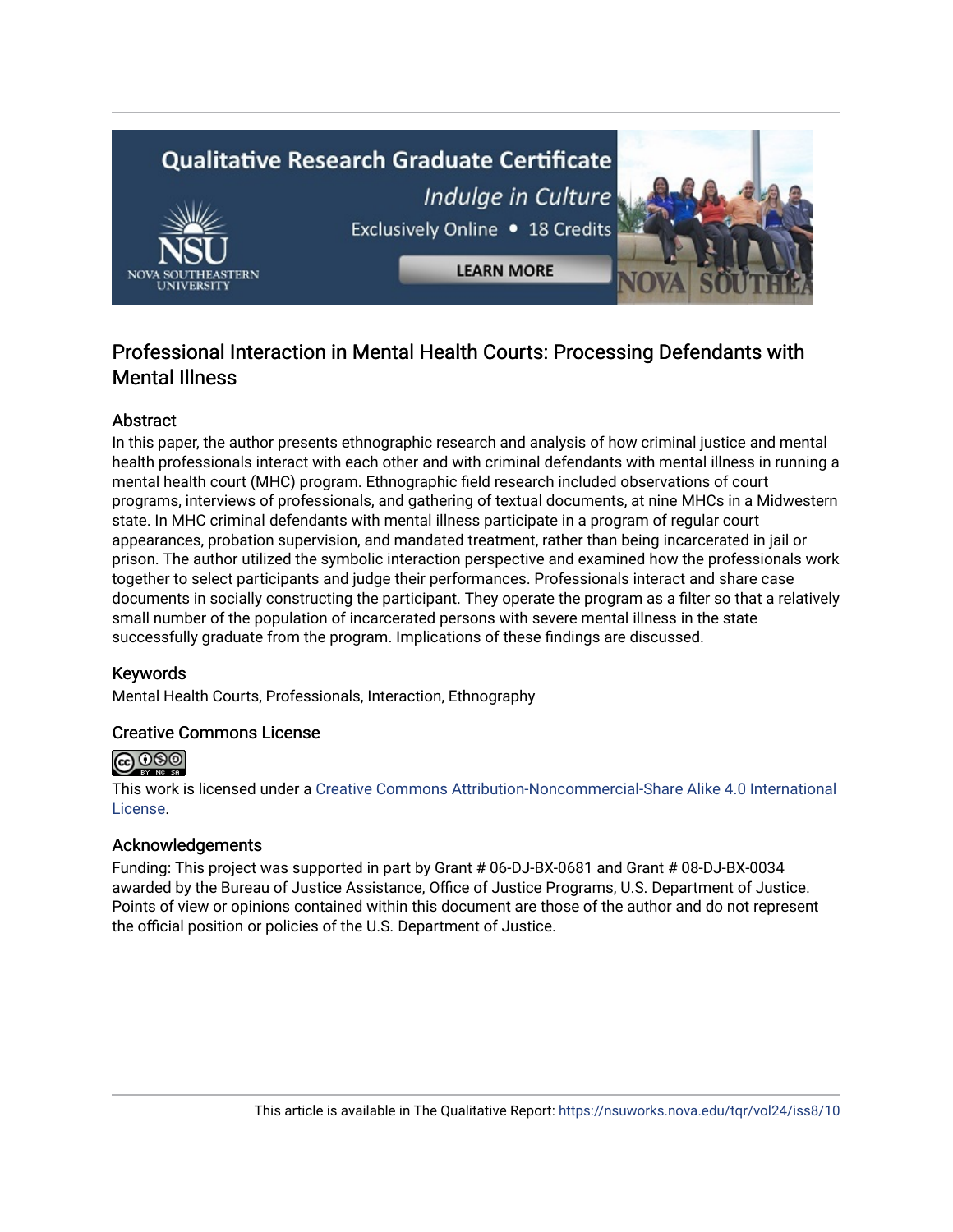# Professional Interaction in Mental Health Courts: Processing Defendants with Mental Illness

## Abstract

In this paper, the author presents ethnographic research and analysis of how criminal justice and mental health professionals interact with each other and with criminal defendants with mental illness in running a mental health court (MHC) program. Ethnographic field research included observations of court programs, interviews of professionals, and gathering of textual documents, at nine MHCs in a Midwestern state. In MHC criminal defendants with mental illness participate in a program of regular court appearances, probation supervision, and mandated treatment, rather than being incarcerated in jail or prison. The author utilized the symbolic interaction perspective and examined how the professionals work together to select participants and judge their performances. Professionals interact and share case documents in socially constructing the participant. They operate the program as a filter so that a relatively small number of the population of incarcerated persons with severe mental illness in the state successfully graduate from the program. Implications of these findings are discussed.

## Keywords

Mental Health Courts, Professionals, Interaction, Ethnography

## Creative Commons License

This work is licensed under a Creative Commons Attribution-Noncommercial-Share Alike 4.0 International License.

## Acknowledgements

Funding: This project was supported in part by Grant # 06-DJ-BX-0681 and Grant # 08-DJ-BX-0034 awarded by the Bureau of Justice Assistance, Office of Justice Programs, U.S. Department of Justice. Points of view or opinions contained within this document are those of the author and do not represent the official position or policies of the U.S. Department of Justice.

This article is available in The Qualitative Report: https://nsuworks.nova.edu/tqr/vol24/iss8/10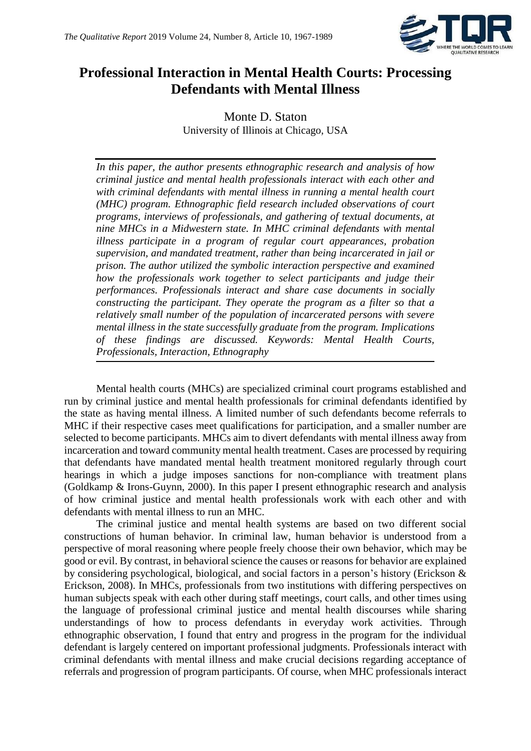# Professional Interaction in Mental Health Courts: Processing Defendants with Mental Illness

Monte D. Staton
University of Illinois at Chicago, USA

*In this paper, the author presents ethnographic research and analysis of how criminal justice and mental health professionals interact with each other and with criminal defendants with mental illness in running a mental health court (MHC) program. Ethnographic field research included observations of court programs, interviews of professionals, and gathering of textual documents, at nine MHCs in a Midwestern state. In MHC criminal defendants with mental illness participate in a program of regular court appearances, probation supervision, and mandated treatment, rather than being incarcerated in jail or prison. The author utilized the symbolic interaction perspective and examined how the professionals work together to select participants and judge their performances. Professionals interact and share case documents in socially constructing the participant. They operate the program as a filter so that a relatively small number of the population of incarcerated persons with severe mental illness in the state successfully graduate from the program. Implications of these findings are discussed. Keywords: Mental Health Courts, Professionals, Interaction, Ethnography*

Mental health courts (MHCs) are specialized criminal court programs established and run by criminal justice and mental health professionals for criminal defendants identified by the state as having mental illness. A limited number of such defendants become referrals to MHC if their respective cases meet qualifications for participation, and a smaller number are selected to become participants. MHCs aim to divert defendants with mental illness away from incarceration and toward community mental health treatment. Cases are processed by requiring that defendants have mandated mental health treatment monitored regularly through court hearings in which a judge imposes sanctions for non-compliance with treatment plans (Goldkamp & Irons-Guynn, 2000). In this paper I present ethnographic research and analysis of how criminal justice and mental health professionals work with each other and with defendants with mental illness to run an MHC.

The criminal justice and mental health systems are based on two different social constructions of human behavior. In criminal law, human behavior is understood from a perspective of moral reasoning where people freely choose their own behavior, which may be good or evil. By contrast, in behavioral science the causes or reasons for behavior are explained by considering psychological, biological, and social factors in a person's history (Erickson & Erickson, 2008). In MHCs, professionals from two institutions with differing perspectives on human subjects speak with each other during staff meetings, court calls, and other times using the language of professional criminal justice and mental health discourses while sharing understandings of how to process defendants in everyday work activities. Through ethnographic observation, I found that entry and progress in the program for the individual defendant is largely centered on important professional judgments. Professionals interact with criminal defendants with mental illness and make crucial decisions regarding acceptance of referrals and progression of program participants. Of course, when MHC professionals interact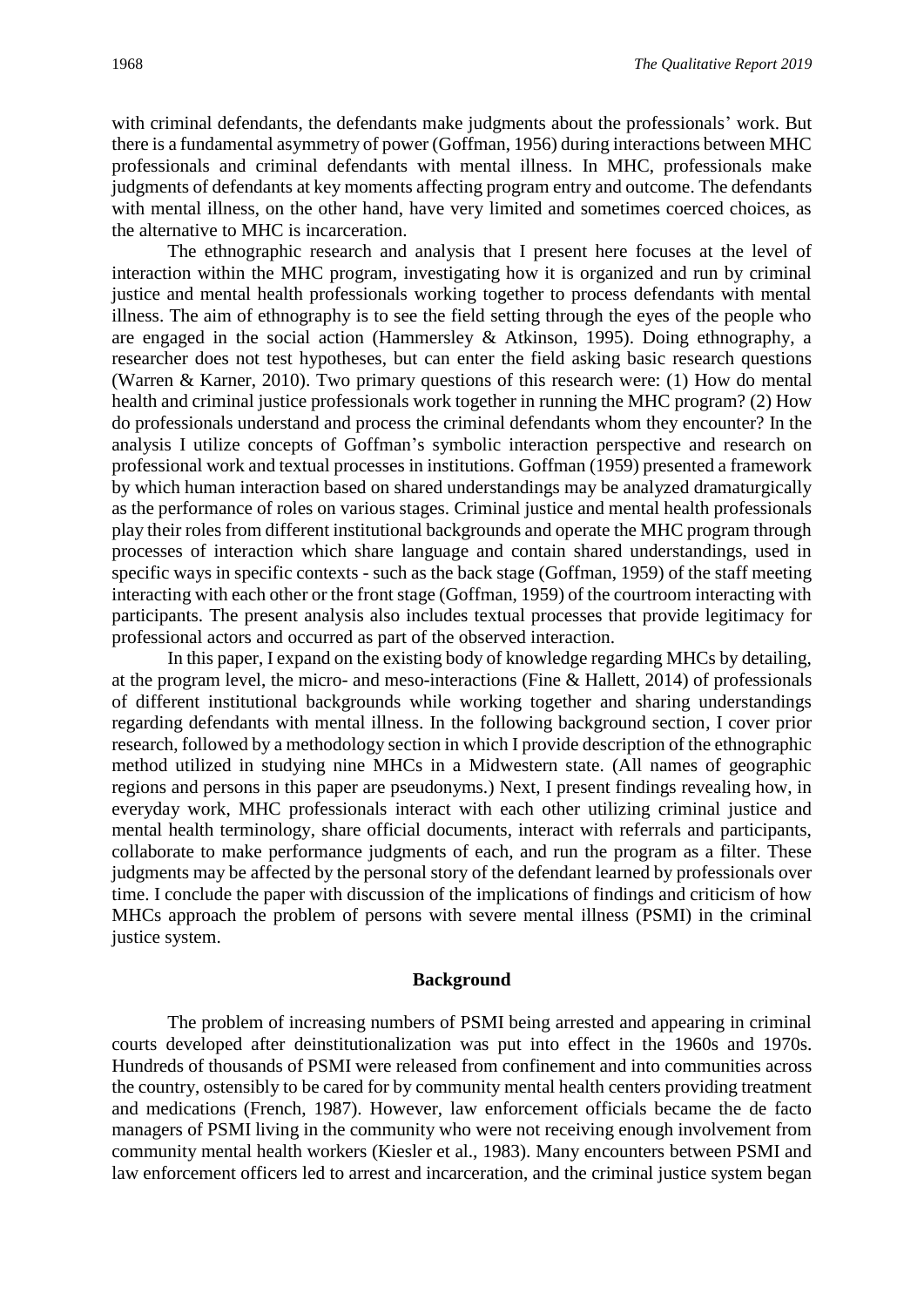with criminal defendants, the defendants make judgments about the professionals' work. But there is a fundamental asymmetry of power (Goffman, 1956) during interactions between MHC professionals and criminal defendants with mental illness. In MHC, professionals make judgments of defendants at key moments affecting program entry and outcome. The defendants with mental illness, on the other hand, have very limited and sometimes coerced choices, as the alternative to MHC is incarceration.

The ethnographic research and analysis that I present here focuses at the level of interaction within the MHC program, investigating how it is organized and run by criminal justice and mental health professionals working together to process defendants with mental illness. The aim of ethnography is to see the field setting through the eyes of the people who are engaged in the social action (Hammersley & Atkinson, 1995). Doing ethnography, a researcher does not test hypotheses, but can enter the field asking basic research questions (Warren & Karner, 2010). Two primary questions of this research were: (1) How do mental health and criminal justice professionals work together in running the MHC program? (2) How do professionals understand and process the criminal defendants whom they encounter? In the analysis I utilize concepts of Goffman's symbolic interaction perspective and research on professional work and textual processes in institutions. Goffman (1959) presented a framework by which human interaction based on shared understandings may be analyzed dramaturgically as the performance of roles on various stages. Criminal justice and mental health professionals play their roles from different institutional backgrounds and operate the MHC program through processes of interaction which share language and contain shared understandings, used in specific ways in specific contexts - such as the back stage (Goffman, 1959) of the staff meeting interacting with each other or the front stage (Goffman, 1959) of the courtroom interacting with participants. The present analysis also includes textual processes that provide legitimacy for professional actors and occurred as part of the observed interaction.

In this paper, I expand on the existing body of knowledge regarding MHCs by detailing, at the program level, the micro- and meso-interactions (Fine & Hallett, 2014) of professionals of different institutional backgrounds while working together and sharing understandings regarding defendants with mental illness. In the following background section, I cover prior research, followed by a methodology section in which I provide description of the ethnographic method utilized in studying nine MHCs in a Midwestern state. (All names of geographic regions and persons in this paper are pseudonyms.) Next, I present findings revealing how, in everyday work, MHC professionals interact with each other utilizing criminal justice and mental health terminology, share official documents, interact with referrals and participants, collaborate to make performance judgments of each, and run the program as a filter. These judgments may be affected by the personal story of the defendant learned by professionals over time. I conclude the paper with discussion of the implications of findings and criticism of how MHCs approach the problem of persons with severe mental illness (PSMI) in the criminal justice system.

## Background

The problem of increasing numbers of PSMI being arrested and appearing in criminal courts developed after deinstitutionalization was put into effect in the 1960s and 1970s. Hundreds of thousands of PSMI were released from confinement and into communities across the country, ostensibly to be cared for by community mental health centers providing treatment and medications (French, 1987). However, law enforcement officials became the de facto managers of PSMI living in the community who were not receiving enough involvement from community mental health workers (Kiesler et al., 1983). Many encounters between PSMI and law enforcement officers led to arrest and incarceration, and the criminal justice system began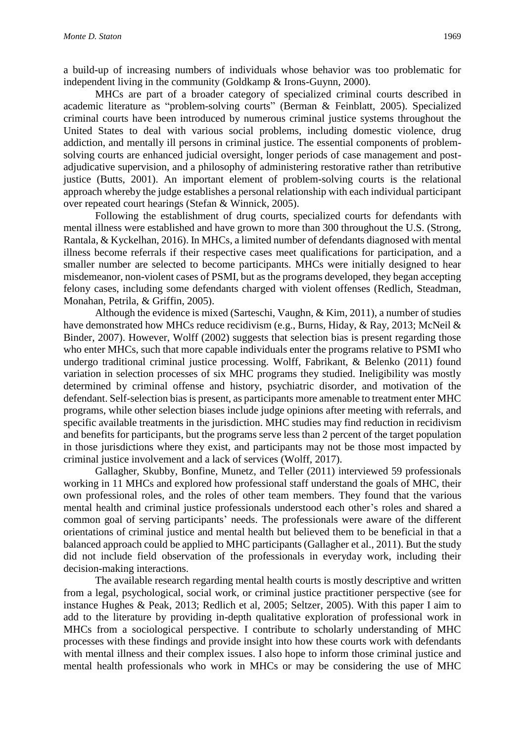a build-up of increasing numbers of individuals whose behavior was too problematic for independent living in the community (Goldkamp & Irons-Guynn, 2000).

MHCs are part of a broader category of specialized criminal courts described in academic literature as "problem-solving courts" (Berman & Feinblatt, 2005). Specialized criminal courts have been introduced by numerous criminal justice systems throughout the United States to deal with various social problems, including domestic violence, drug addiction, and mentally ill persons in criminal justice. The essential components of problem-solving courts are enhanced judicial oversight, longer periods of case management and post-adjudicative supervision, and a philosophy of administering restorative rather than retributive justice (Butts, 2001). An important element of problem-solving courts is the relational approach whereby the judge establishes a personal relationship with each individual participant over repeated court hearings (Stefan & Winnick, 2005).

Following the establishment of drug courts, specialized courts for defendants with mental illness were established and have grown to more than 300 throughout the U.S. (Strong, Rantala, & Kyckelhan, 2016). In MHCs, a limited number of defendants diagnosed with mental illness become referrals if their respective cases meet qualifications for participation, and a smaller number are selected to become participants. MHCs were initially designed to hear misdemeanor, non-violent cases of PSMI, but as the programs developed, they began accepting felony cases, including some defendants charged with violent offenses (Redlich, Steadman, Monahan, Petrila, & Griffin, 2005).

Although the evidence is mixed (Sarteschi, Vaughn, & Kim, 2011), a number of studies have demonstrated how MHCs reduce recidivism (e.g., Burns, Hiday, & Ray, 2013; McNeil & Binder, 2007). However, Wolff (2002) suggests that selection bias is present regarding those who enter MHCs, such that more capable individuals enter the programs relative to PSMI who undergo traditional criminal justice processing. Wolff, Fabrikant, & Belenko (2011) found variation in selection processes of six MHC programs they studied. Ineligibility was mostly determined by criminal offense and history, psychiatric disorder, and motivation of the defendant. Self-selection bias is present, as participants more amenable to treatment enter MHC programs, while other selection biases include judge opinions after meeting with referrals, and specific available treatments in the jurisdiction. MHC studies may find reduction in recidivism and benefits for participants, but the programs serve less than 2 percent of the target population in those jurisdictions where they exist, and participants may not be those most impacted by criminal justice involvement and a lack of services (Wolff, 2017).

Gallagher, Skubby, Bonfine, Munetz, and Teller (2011) interviewed 59 professionals working in 11 MHCs and explored how professional staff understand the goals of MHC, their own professional roles, and the roles of other team members. They found that the various mental health and criminal justice professionals understood each other's roles and shared a common goal of serving participants' needs. The professionals were aware of the different orientations of criminal justice and mental health but believed them to be beneficial in that a balanced approach could be applied to MHC participants (Gallagher et al., 2011). But the study did not include field observation of the professionals in everyday work, including their decision-making interactions.

The available research regarding mental health courts is mostly descriptive and written from a legal, psychological, social work, or criminal justice practitioner perspective (see for instance Hughes & Peak, 2013; Redlich et al, 2005; Seltzer, 2005). With this paper I aim to add to the literature by providing in-depth qualitative exploration of professional work in MHCs from a sociological perspective. I contribute to scholarly understanding of MHC processes with these findings and provide insight into how these courts work with defendants with mental illness and their complex issues. I also hope to inform those criminal justice and mental health professionals who work in MHCs or may be considering the use of MHC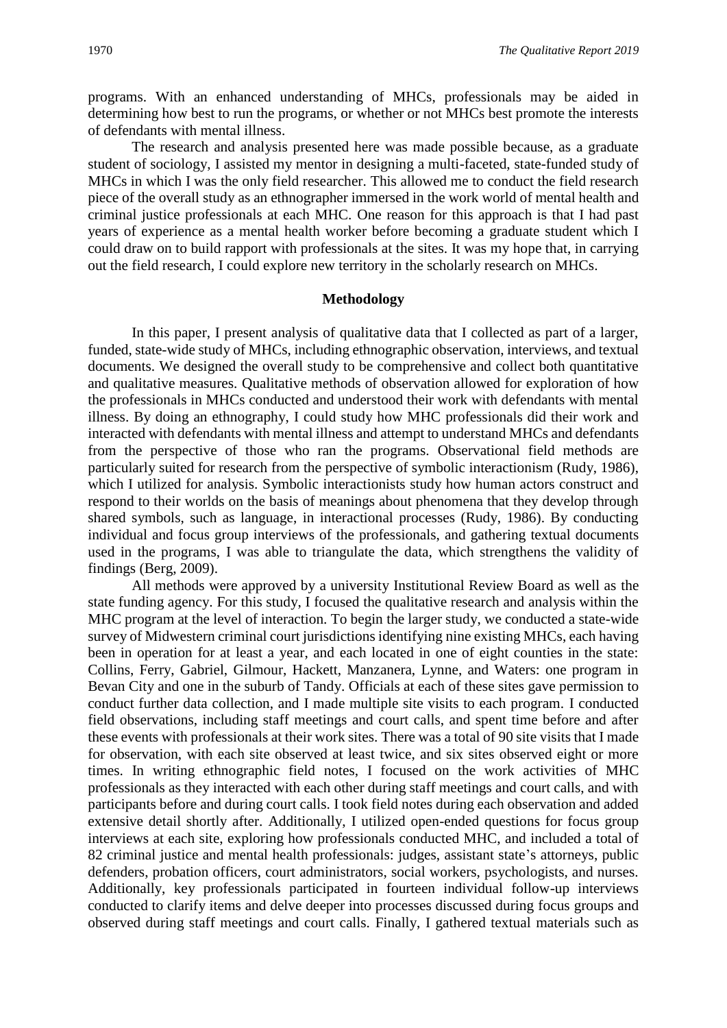programs. With an enhanced understanding of MHCs, professionals may be aided in determining how best to run the programs, or whether or not MHCs best promote the interests of defendants with mental illness.

The research and analysis presented here was made possible because, as a graduate student of sociology, I assisted my mentor in designing a multi-faceted, state-funded study of MHCs in which I was the only field researcher. This allowed me to conduct the field research piece of the overall study as an ethnographer immersed in the work world of mental health and criminal justice professionals at each MHC. One reason for this approach is that I had past years of experience as a mental health worker before becoming a graduate student which I could draw on to build rapport with professionals at the sites. It was my hope that, in carrying out the field research, I could explore new territory in the scholarly research on MHCs.

## Methodology

In this paper, I present analysis of qualitative data that I collected as part of a larger, funded, state-wide study of MHCs, including ethnographic observation, interviews, and textual documents. We designed the overall study to be comprehensive and collect both quantitative and qualitative measures. Qualitative methods of observation allowed for exploration of how the professionals in MHCs conducted and understood their work with defendants with mental illness. By doing an ethnography, I could study how MHC professionals did their work and interacted with defendants with mental illness and attempt to understand MHCs and defendants from the perspective of those who ran the programs. Observational field methods are particularly suited for research from the perspective of symbolic interactionism (Rudy, 1986), which I utilized for analysis. Symbolic interactionists study how human actors construct and respond to their worlds on the basis of meanings about phenomena that they develop through shared symbols, such as language, in interactional processes (Rudy, 1986). By conducting individual and focus group interviews of the professionals, and gathering textual documents used in the programs, I was able to triangulate the data, which strengthens the validity of findings (Berg, 2009).

All methods were approved by a university Institutional Review Board as well as the state funding agency. For this study, I focused the qualitative research and analysis within the MHC program at the level of interaction. To begin the larger study, we conducted a state-wide survey of Midwestern criminal court jurisdictions identifying nine existing MHCs, each having been in operation for at least a year, and each located in one of eight counties in the state: Collins, Ferry, Gabriel, Gilmour, Hackett, Manzanera, Lynne, and Waters: one program in Bevan City and one in the suburb of Tandy. Officials at each of these sites gave permission to conduct further data collection, and I made multiple site visits to each program. I conducted field observations, including staff meetings and court calls, and spent time before and after these events with professionals at their work sites. There was a total of 90 site visits that I made for observation, with each site observed at least twice, and six sites observed eight or more times. In writing ethnographic field notes, I focused on the work activities of MHC professionals as they interacted with each other during staff meetings and court calls, and with participants before and during court calls. I took field notes during each observation and added extensive detail shortly after. Additionally, I utilized open-ended questions for focus group interviews at each site, exploring how professionals conducted MHC, and included a total of 82 criminal justice and mental health professionals: judges, assistant state's attorneys, public defenders, probation officers, court administrators, social workers, psychologists, and nurses. Additionally, key professionals participated in fourteen individual follow-up interviews conducted to clarify items and delve deeper into processes discussed during focus groups and observed during staff meetings and court calls. Finally, I gathered textual materials such as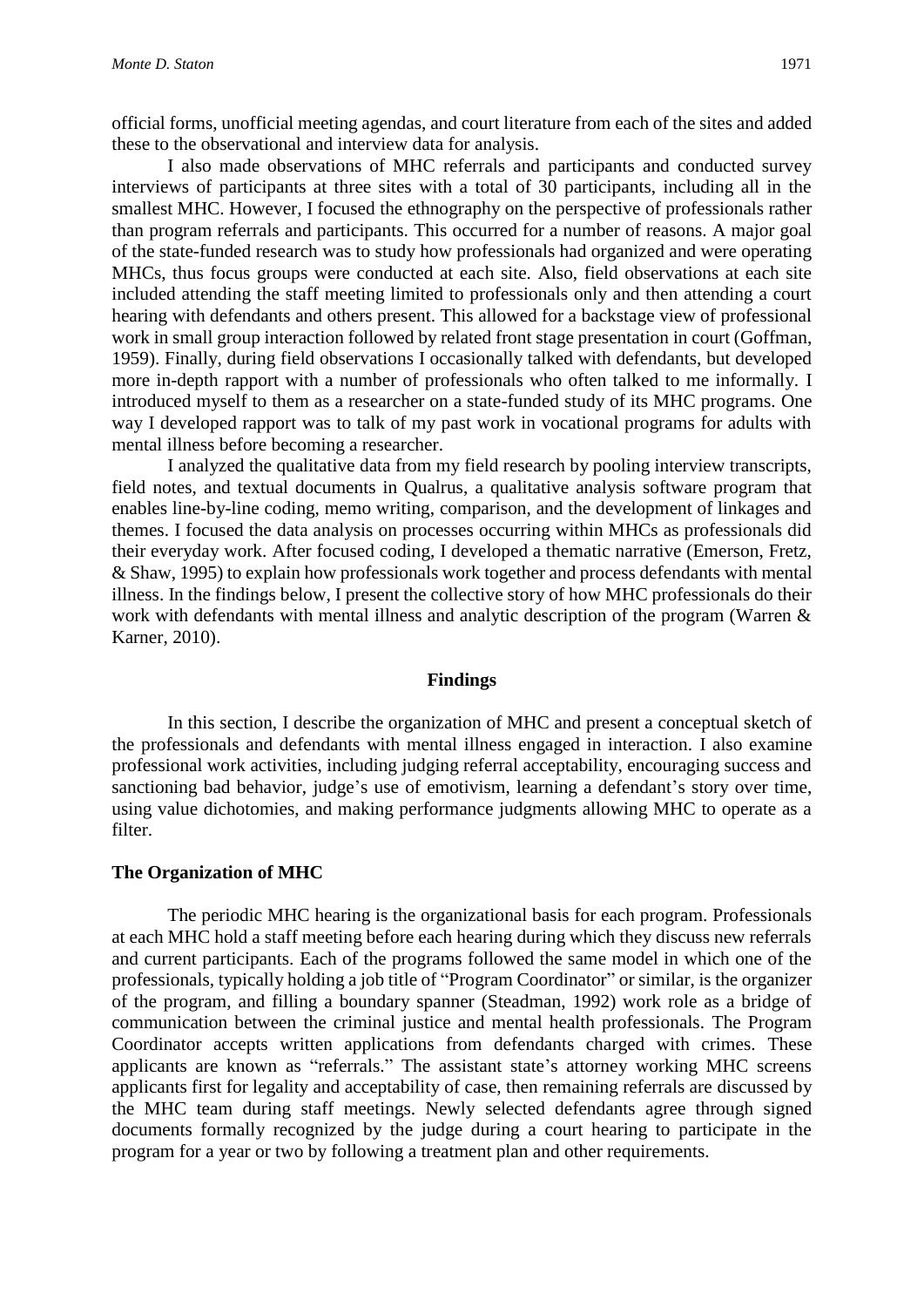official forms, unofficial meeting agendas, and court literature from each of the sites and added these to the observational and interview data for analysis.

I also made observations of MHC referrals and participants and conducted survey interviews of participants at three sites with a total of 30 participants, including all in the smallest MHC. However, I focused the ethnography on the perspective of professionals rather than program referrals and participants. This occurred for a number of reasons. A major goal of the state-funded research was to study how professionals had organized and were operating MHCs, thus focus groups were conducted at each site. Also, field observations at each site included attending the staff meeting limited to professionals only and then attending a court hearing with defendants and others present. This allowed for a backstage view of professional work in small group interaction followed by related front stage presentation in court (Goffman, 1959). Finally, during field observations I occasionally talked with defendants, but developed more in-depth rapport with a number of professionals who often talked to me informally. I introduced myself to them as a researcher on a state-funded study of its MHC programs. One way I developed rapport was to talk of my past work in vocational programs for adults with mental illness before becoming a researcher.

I analyzed the qualitative data from my field research by pooling interview transcripts, field notes, and textual documents in Qualrus, a qualitative analysis software program that enables line-by-line coding, memo writing, comparison, and the development of linkages and themes. I focused the data analysis on processes occurring within MHCs as professionals did their everyday work. After focused coding, I developed a thematic narrative (Emerson, Fretz, & Shaw, 1995) to explain how professionals work together and process defendants with mental illness. In the findings below, I present the collective story of how MHC professionals do their work with defendants with mental illness and analytic description of the program (Warren & Karner, 2010).

## Findings

In this section, I describe the organization of MHC and present a conceptual sketch of the professionals and defendants with mental illness engaged in interaction. I also examine professional work activities, including judging referral acceptability, encouraging success and sanctioning bad behavior, judge's use of emotivism, learning a defendant's story over time, using value dichotomies, and making performance judgments allowing MHC to operate as a filter.

### The Organization of MHC

The periodic MHC hearing is the organizational basis for each program. Professionals at each MHC hold a staff meeting before each hearing during which they discuss new referrals and current participants. Each of the programs followed the same model in which one of the professionals, typically holding a job title of "Program Coordinator" or similar, is the organizer of the program, and filling a boundary spanner (Steadman, 1992) work role as a bridge of communication between the criminal justice and mental health professionals. The Program Coordinator accepts written applications from defendants charged with crimes. These applicants are known as "referrals." The assistant state's attorney working MHC screens applicants first for legality and acceptability of case, then remaining referrals are discussed by the MHC team during staff meetings. Newly selected defendants agree through signed documents formally recognized by the judge during a court hearing to participate in the program for a year or two by following a treatment plan and other requirements.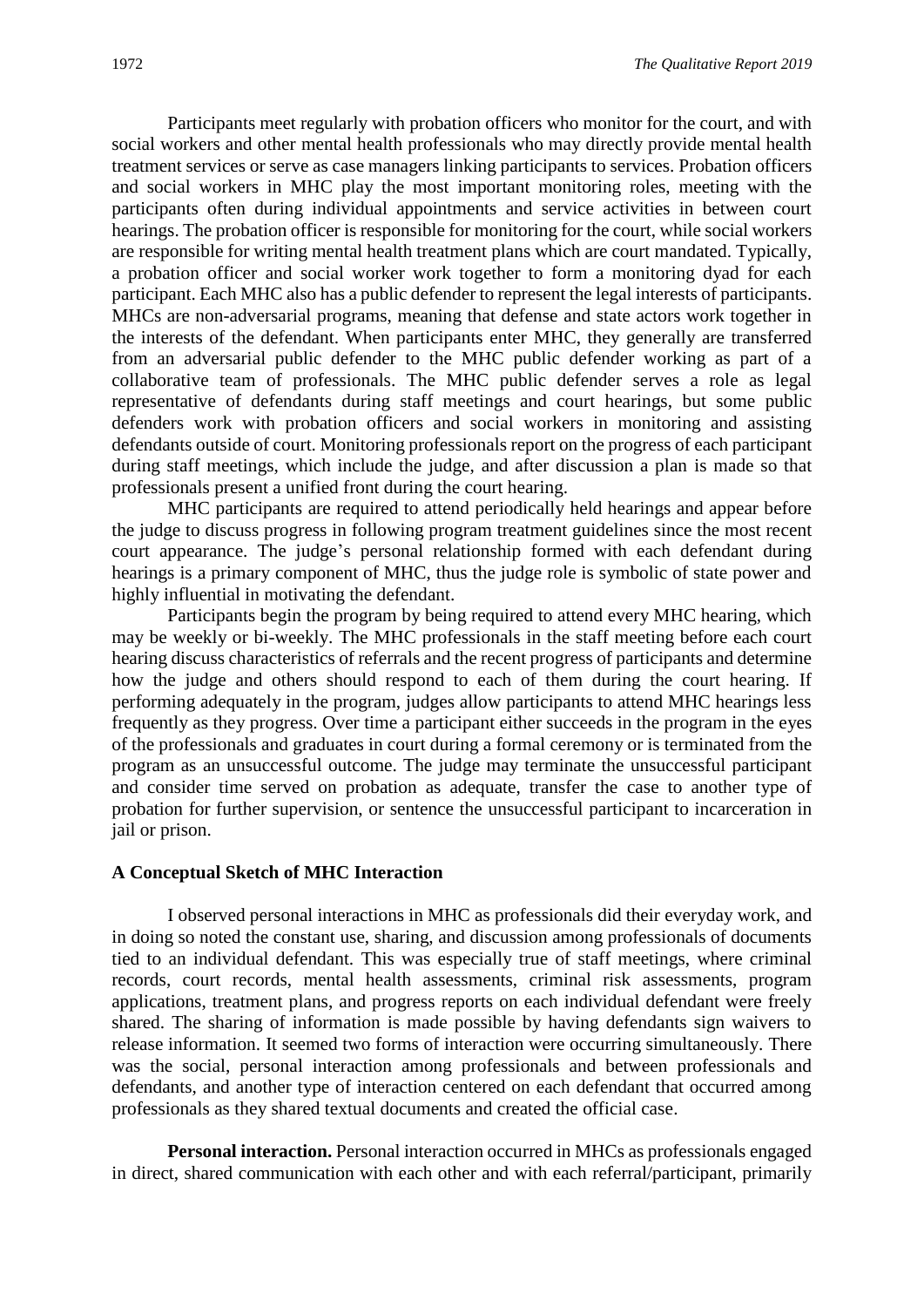Participants meet regularly with probation officers who monitor for the court, and with social workers and other mental health professionals who may directly provide mental health treatment services or serve as case managers linking participants to services. Probation officers and social workers in MHC play the most important monitoring roles, meeting with the participants often during individual appointments and service activities in between court hearings. The probation officer is responsible for monitoring for the court, while social workers are responsible for writing mental health treatment plans which are court mandated. Typically, a probation officer and social worker work together to form a monitoring dyad for each participant. Each MHC also has a public defender to represent the legal interests of participants. MHCs are non-adversarial programs, meaning that defense and state actors work together in the interests of the defendant. When participants enter MHC, they generally are transferred from an adversarial public defender to the MHC public defender working as part of a collaborative team of professionals. The MHC public defender serves a role as legal representative of defendants during staff meetings and court hearings, but some public defenders work with probation officers and social workers in monitoring and assisting defendants outside of court. Monitoring professionals report on the progress of each participant during staff meetings, which include the judge, and after discussion a plan is made so that professionals present a unified front during the court hearing.

MHC participants are required to attend periodically held hearings and appear before the judge to discuss progress in following program treatment guidelines since the most recent court appearance. The judge's personal relationship formed with each defendant during hearings is a primary component of MHC, thus the judge role is symbolic of state power and highly influential in motivating the defendant.

Participants begin the program by being required to attend every MHC hearing, which may be weekly or bi-weekly. The MHC professionals in the staff meeting before each court hearing discuss characteristics of referrals and the recent progress of participants and determine how the judge and others should respond to each of them during the court hearing. If performing adequately in the program, judges allow participants to attend MHC hearings less frequently as they progress. Over time a participant either succeeds in the program in the eyes of the professionals and graduates in court during a formal ceremony or is terminated from the program as an unsuccessful outcome. The judge may terminate the unsuccessful participant and consider time served on probation as adequate, transfer the case to another type of probation for further supervision, or sentence the unsuccessful participant to incarceration in jail or prison.

## A Conceptual Sketch of MHC Interaction

I observed personal interactions in MHC as professionals did their everyday work, and in doing so noted the constant use, sharing, and discussion among professionals of documents tied to an individual defendant. This was especially true of staff meetings, where criminal records, court records, mental health assessments, criminal risk assessments, program applications, treatment plans, and progress reports on each individual defendant were freely shared. The sharing of information is made possible by having defendants sign waivers to release information. It seemed two forms of interaction were occurring simultaneously. There was the social, personal interaction among professionals and between professionals and defendants, and another type of interaction centered on each defendant that occurred among professionals as they shared textual documents and created the official case.

**Personal interaction.** Personal interaction occurred in MHCs as professionals engaged in direct, shared communication with each other and with each referral/participant, primarily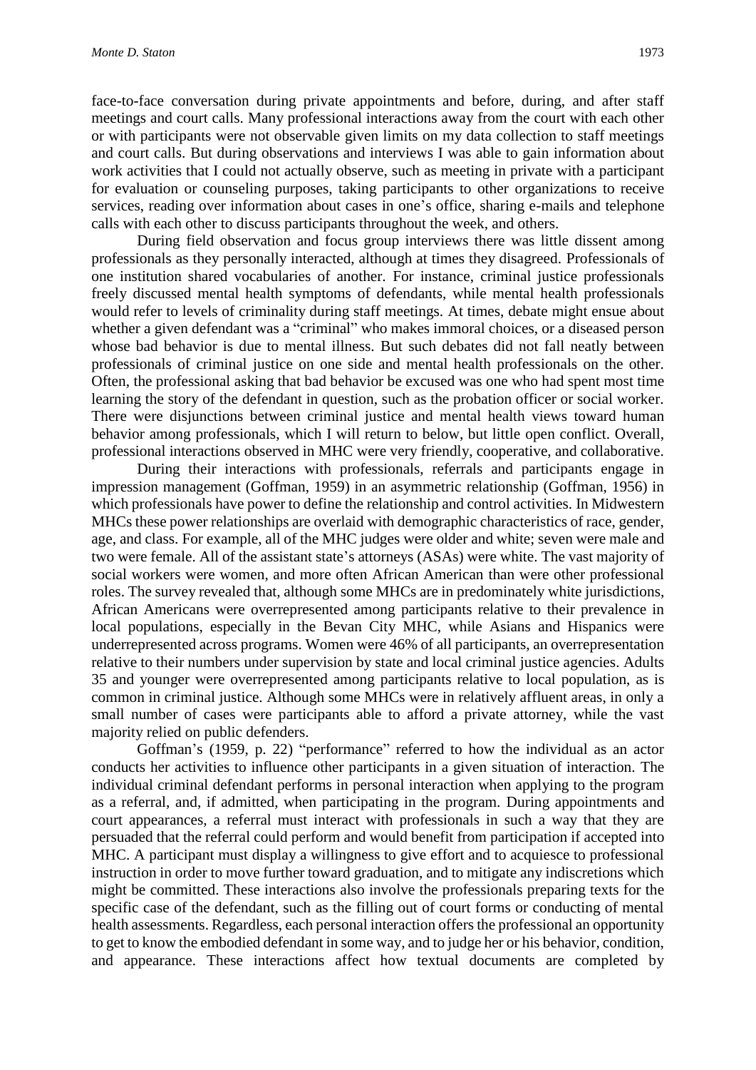face-to-face conversation during private appointments and before, during, and after staff meetings and court calls. Many professional interactions away from the court with each other or with participants were not observable given limits on my data collection to staff meetings and court calls. But during observations and interviews I was able to gain information about work activities that I could not actually observe, such as meeting in private with a participant for evaluation or counseling purposes, taking participants to other organizations to receive services, reading over information about cases in one's office, sharing e-mails and telephone calls with each other to discuss participants throughout the week, and others.

During field observation and focus group interviews there was little dissent among professionals as they personally interacted, although at times they disagreed. Professionals of one institution shared vocabularies of another. For instance, criminal justice professionals freely discussed mental health symptoms of defendants, while mental health professionals would refer to levels of criminality during staff meetings. At times, debate might ensue about whether a given defendant was a "criminal" who makes immoral choices, or a diseased person whose bad behavior is due to mental illness. But such debates did not fall neatly between professionals of criminal justice on one side and mental health professionals on the other. Often, the professional asking that bad behavior be excused was one who had spent most time learning the story of the defendant in question, such as the probation officer or social worker. There were disjunctions between criminal justice and mental health views toward human behavior among professionals, which I will return to below, but little open conflict. Overall, professional interactions observed in MHC were very friendly, cooperative, and collaborative.

During their interactions with professionals, referrals and participants engage in impression management (Goffman, 1959) in an asymmetric relationship (Goffman, 1956) in which professionals have power to define the relationship and control activities. In Midwestern MHCs these power relationships are overlaid with demographic characteristics of race, gender, age, and class. For example, all of the MHC judges were older and white; seven were male and two were female. All of the assistant state's attorneys (ASAs) were white. The vast majority of social workers were women, and more often African American than were other professional roles. The survey revealed that, although some MHCs are in predominately white jurisdictions, African Americans were overrepresented among participants relative to their prevalence in local populations, especially in the Bevan City MHC, while Asians and Hispanics were underrepresented across programs. Women were 46% of all participants, an overrepresentation relative to their numbers under supervision by state and local criminal justice agencies. Adults 35 and younger were overrepresented among participants relative to local population, as is common in criminal justice. Although some MHCs were in relatively affluent areas, in only a small number of cases were participants able to afford a private attorney, while the vast majority relied on public defenders.

Goffman's (1959, p. 22) "performance" referred to how the individual as an actor conducts her activities to influence other participants in a given situation of interaction. The individual criminal defendant performs in personal interaction when applying to the program as a referral, and, if admitted, when participating in the program. During appointments and court appearances, a referral must interact with professionals in such a way that they are persuaded that the referral could perform and would benefit from participation if accepted into MHC. A participant must display a willingness to give effort and to acquiesce to professional instruction in order to move further toward graduation, and to mitigate any indiscretions which might be committed. These interactions also involve the professionals preparing texts for the specific case of the defendant, such as the filling out of court forms or conducting of mental health assessments. Regardless, each personal interaction offers the professional an opportunity to get to know the embodied defendant in some way, and to judge her or his behavior, condition, and appearance. These interactions affect how textual documents are completed by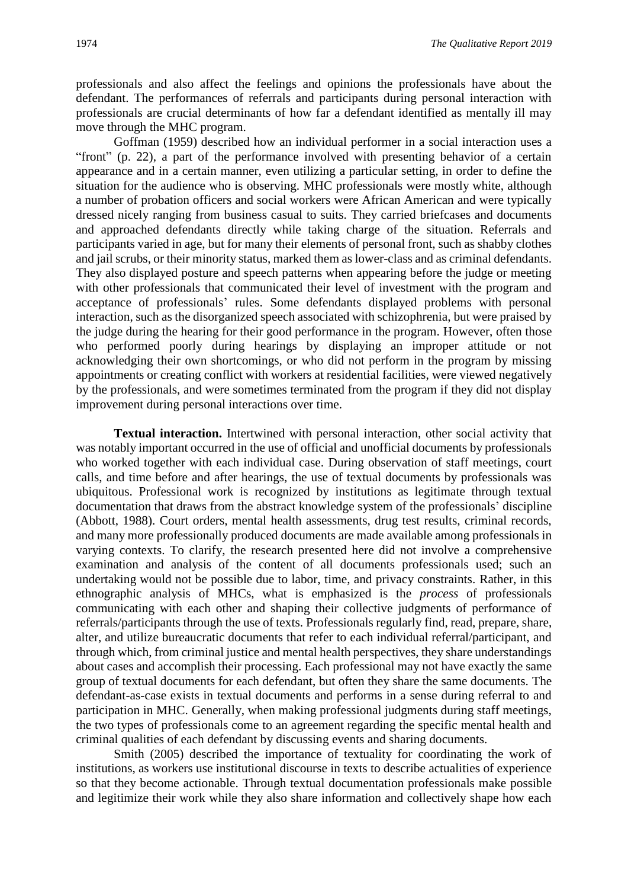professionals and also affect the feelings and opinions the professionals have about the defendant. The performances of referrals and participants during personal interaction with professionals are crucial determinants of how far a defendant identified as mentally ill may move through the MHC program.

Goffman (1959) described how an individual performer in a social interaction uses a "front" (p. 22), a part of the performance involved with presenting behavior of a certain appearance and in a certain manner, even utilizing a particular setting, in order to define the situation for the audience who is observing. MHC professionals were mostly white, although a number of probation officers and social workers were African American and were typically dressed nicely ranging from business casual to suits. They carried briefcases and documents and approached defendants directly while taking charge of the situation. Referrals and participants varied in age, but for many their elements of personal front, such as shabby clothes and jail scrubs, or their minority status, marked them as lower-class and as criminal defendants. They also displayed posture and speech patterns when appearing before the judge or meeting with other professionals that communicated their level of investment with the program and acceptance of professionals' rules. Some defendants displayed problems with personal interaction, such as the disorganized speech associated with schizophrenia, but were praised by the judge during the hearing for their good performance in the program. However, often those who performed poorly during hearings by displaying an improper attitude or not acknowledging their own shortcomings, or who did not perform in the program by missing appointments or creating conflict with workers at residential facilities, were viewed negatively by the professionals, and were sometimes terminated from the program if they did not display improvement during personal interactions over time.

**Textual interaction.** Intertwined with personal interaction, other social activity that was notably important occurred in the use of official and unofficial documents by professionals who worked together with each individual case. During observation of staff meetings, court calls, and time before and after hearings, the use of textual documents by professionals was ubiquitous. Professional work is recognized by institutions as legitimate through textual documentation that draws from the abstract knowledge system of the professionals' discipline (Abbott, 1988). Court orders, mental health assessments, drug test results, criminal records, and many more professionally produced documents are made available among professionals in varying contexts. To clarify, the research presented here did not involve a comprehensive examination and analysis of the content of all documents professionals used; such an undertaking would not be possible due to labor, time, and privacy constraints. Rather, in this ethnographic analysis of MHCs, what is emphasized is the *process* of professionals communicating with each other and shaping their collective judgments of performance of referrals/participants through the use of texts. Professionals regularly find, read, prepare, share, alter, and utilize bureaucratic documents that refer to each individual referral/participant, and through which, from criminal justice and mental health perspectives, they share understandings about cases and accomplish their processing. Each professional may not have exactly the same group of textual documents for each defendant, but often they share the same documents. The defendant-as-case exists in textual documents and performs in a sense during referral to and participation in MHC. Generally, when making professional judgments during staff meetings, the two types of professionals come to an agreement regarding the specific mental health and criminal qualities of each defendant by discussing events and sharing documents.

Smith (2005) described the importance of textuality for coordinating the work of institutions, as workers use institutional discourse in texts to describe actualities of experience so that they become actionable. Through textual documentation professionals make possible and legitimize their work while they also share information and collectively shape how each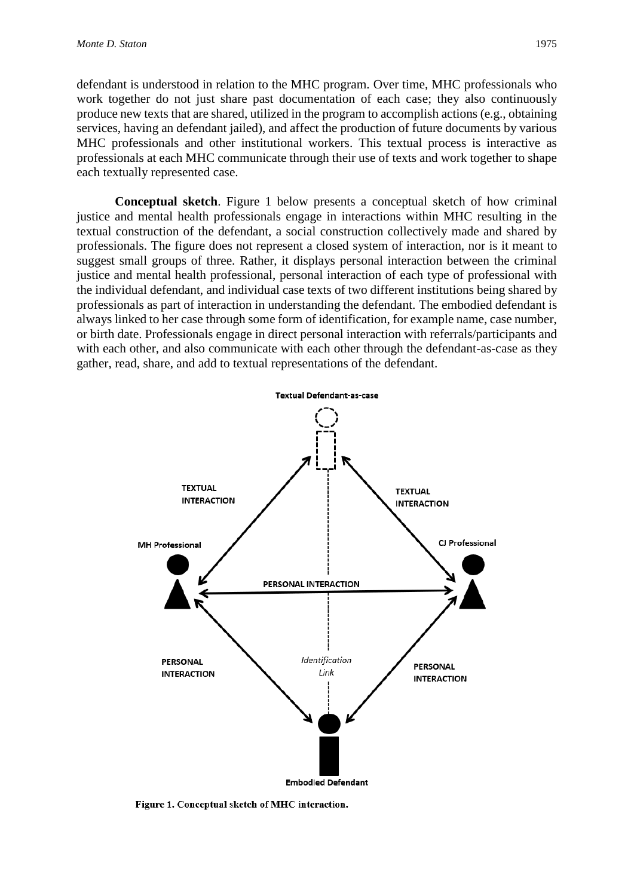defendant is understood in relation to the MHC program. Over time, MHC professionals who work together do not just share past documentation of each case; they also continuously produce new texts that are shared, utilized in the program to accomplish actions (e.g., obtaining services, having an defendant jailed), and affect the production of future documents by various MHC professionals and other institutional workers. This textual process is interactive as professionals at each MHC communicate through their use of texts and work together to shape each textually represented case.

**Conceptual sketch**. Figure 1 below presents a conceptual sketch of how criminal justice and mental health professionals engage in interactions within MHC resulting in the textual construction of the defendant, a social construction collectively made and shared by professionals. The figure does not represent a closed system of interaction, nor is it meant to suggest small groups of three. Rather, it displays personal interaction between the criminal justice and mental health professional, personal interaction of each type of professional with the individual defendant, and individual case texts of two different institutions being shared by professionals as part of interaction in understanding the defendant. The embodied defendant is always linked to her case through some form of identification, for example name, case number, or birth date. Professionals engage in direct personal interaction with referrals/participants and with each other, and also communicate with each other through the defendant-as-case as they gather, read, share, and add to textual representations of the defendant.

**Textual Defendant-as-case**

TEXTUAL INTERACTION | TEXTUAL INTERACTION

MH Professional | CJ Professional

PERSONAL INTERACTION

PERSONAL INTERACTION | *Identification Link* | PERSONAL INTERACTION

**Embodied Defendant**

**Figure 1. Conceptual sketch of MHC interaction.**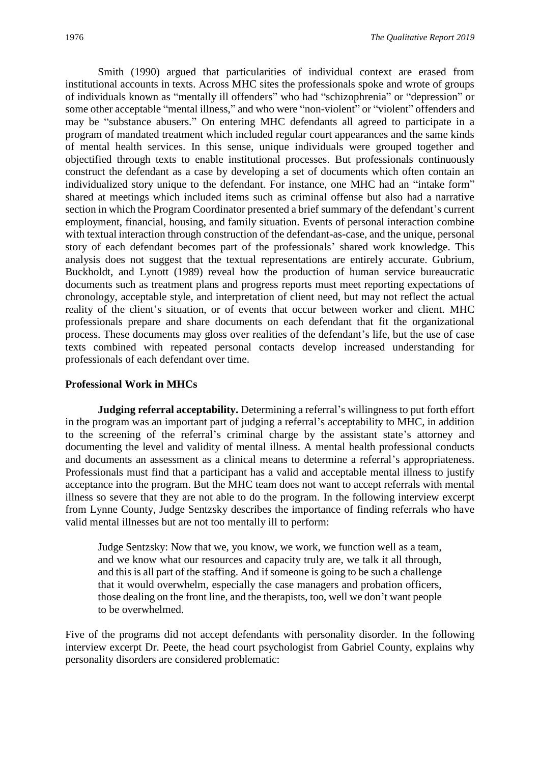Smith (1990) argued that particularities of individual context are erased from institutional accounts in texts. Across MHC sites the professionals spoke and wrote of groups of individuals known as "mentally ill offenders" who had "schizophrenia" or "depression" or some other acceptable "mental illness," and who were "non-violent" or "violent" offenders and may be "substance abusers." On entering MHC defendants all agreed to participate in a program of mandated treatment which included regular court appearances and the same kinds of mental health services. In this sense, unique individuals were grouped together and objectified through texts to enable institutional processes. But professionals continuously construct the defendant as a case by developing a set of documents which often contain an individualized story unique to the defendant. For instance, one MHC had an "intake form" shared at meetings which included items such as criminal offense but also had a narrative section in which the Program Coordinator presented a brief summary of the defendant's current employment, financial, housing, and family situation. Events of personal interaction combine with textual interaction through construction of the defendant-as-case, and the unique, personal story of each defendant becomes part of the professionals' shared work knowledge. This analysis does not suggest that the textual representations are entirely accurate. Gubrium, Buckholdt, and Lynott (1989) reveal how the production of human service bureaucratic documents such as treatment plans and progress reports must meet reporting expectations of chronology, acceptable style, and interpretation of client need, but may not reflect the actual reality of the client's situation, or of events that occur between worker and client. MHC professionals prepare and share documents on each defendant that fit the organizational process. These documents may gloss over realities of the defendant's life, but the use of case texts combined with repeated personal contacts develop increased understanding for professionals of each defendant over time.

### Professional Work in MHCs

**Judging referral acceptability.** Determining a referral's willingness to put forth effort in the program was an important part of judging a referral's acceptability to MHC, in addition to the screening of the referral's criminal charge by the assistant state's attorney and documenting the level and validity of mental illness. A mental health professional conducts and documents an assessment as a clinical means to determine a referral's appropriateness. Professionals must find that a participant has a valid and acceptable mental illness to justify acceptance into the program. But the MHC team does not want to accept referrals with mental illness so severe that they are not able to do the program. In the following interview excerpt from Lynne County, Judge Sentzsky describes the importance of finding referrals who have valid mental illnesses but are not too mentally ill to perform:

> Judge Sentzsky: Now that we, you know, we work, we function well as a team, and we know what our resources and capacity truly are, we talk it all through, and this is all part of the staffing. And if someone is going to be such a challenge that it would overwhelm, especially the case managers and probation officers, those dealing on the front line, and the therapists, too, well we don't want people to be overwhelmed.

Five of the programs did not accept defendants with personality disorder. In the following interview excerpt Dr. Peete, the head court psychologist from Gabriel County, explains why personality disorders are considered problematic: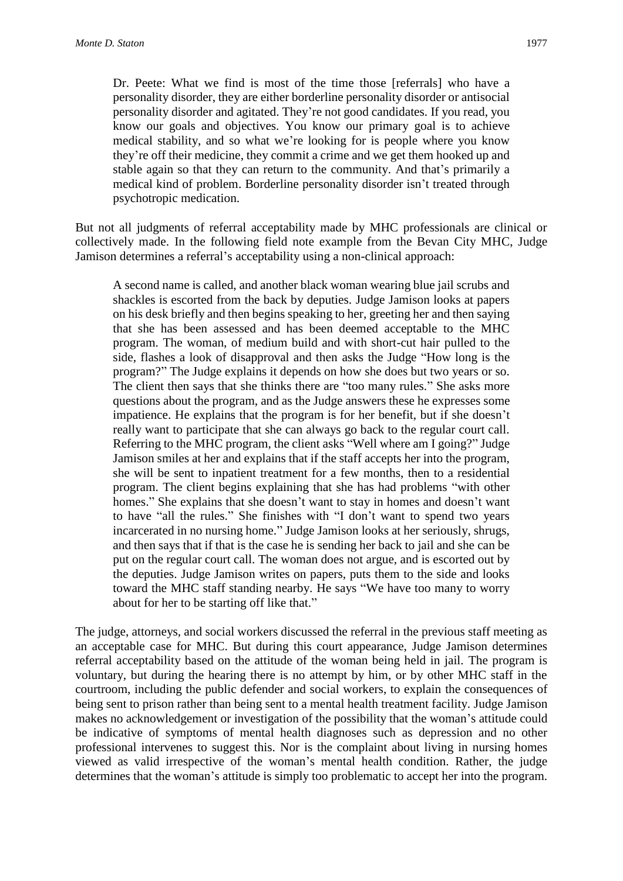> Dr. Peete: What we find is most of the time those [referrals] who have a personality disorder, they are either borderline personality disorder or antisocial personality disorder and agitated. They're not good candidates. If you read, you know our goals and objectives. You know our primary goal is to achieve medical stability, and so what we're looking for is people where you know they're off their medicine, they commit a crime and we get them hooked up and stable again so that they can return to the community. And that's primarily a medical kind of problem. Borderline personality disorder isn't treated through psychotropic medication.

But not all judgments of referral acceptability made by MHC professionals are clinical or collectively made. In the following field note example from the Bevan City MHC, Judge Jamison determines a referral's acceptability using a non-clinical approach:

> A second name is called, and another black woman wearing blue jail scrubs and shackles is escorted from the back by deputies. Judge Jamison looks at papers on his desk briefly and then begins speaking to her, greeting her and then saying that she has been assessed and has been deemed acceptable to the MHC program. The woman, of medium build and with short-cut hair pulled to the side, flashes a look of disapproval and then asks the Judge "How long is the program?" The Judge explains it depends on how she does but two years or so. The client then says that she thinks there are "too many rules." She asks more questions about the program, and as the Judge answers these he expresses some impatience. He explains that the program is for her benefit, but if she doesn't really want to participate that she can always go back to the regular court call. Referring to the MHC program, the client asks "Well where am I going?" Judge Jamison smiles at her and explains that if the staff accepts her into the program, she will be sent to inpatient treatment for a few months, then to a residential program. The client begins explaining that she has had problems "with other homes." She explains that she doesn't want to stay in homes and doesn't want to have "all the rules." She finishes with "I don't want to spend two years incarcerated in no nursing home." Judge Jamison looks at her seriously, shrugs, and then says that if that is the case he is sending her back to jail and she can be put on the regular court call. The woman does not argue, and is escorted out by the deputies. Judge Jamison writes on papers, puts them to the side and looks toward the MHC staff standing nearby. He says "We have too many to worry about for her to be starting off like that."

The judge, attorneys, and social workers discussed the referral in the previous staff meeting as an acceptable case for MHC. But during this court appearance, Judge Jamison determines referral acceptability based on the attitude of the woman being held in jail. The program is voluntary, but during the hearing there is no attempt by him, or by other MHC staff in the courtroom, including the public defender and social workers, to explain the consequences of being sent to prison rather than being sent to a mental health treatment facility. Judge Jamison makes no acknowledgement or investigation of the possibility that the woman's attitude could be indicative of symptoms of mental health diagnoses such as depression and no other professional intervenes to suggest this. Nor is the complaint about living in nursing homes viewed as valid irrespective of the woman's mental health condition. Rather, the judge determines that the woman's attitude is simply too problematic to accept her into the program.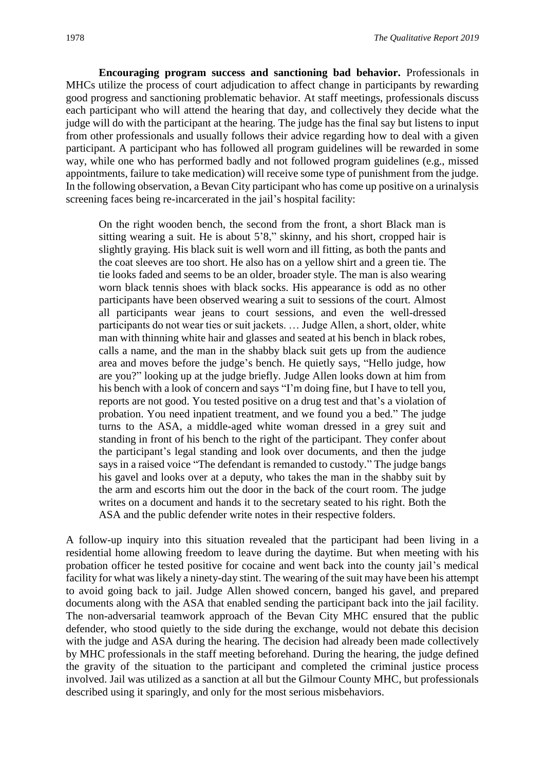**Encouraging program success and sanctioning bad behavior.** Professionals in MHCs utilize the process of court adjudication to affect change in participants by rewarding good progress and sanctioning problematic behavior. At staff meetings, professionals discuss each participant who will attend the hearing that day, and collectively they decide what the judge will do with the participant at the hearing. The judge has the final say but listens to input from other professionals and usually follows their advice regarding how to deal with a given participant. A participant who has followed all program guidelines will be rewarded in some way, while one who has performed badly and not followed program guidelines (e.g., missed appointments, failure to take medication) will receive some type of punishment from the judge. In the following observation, a Bevan City participant who has come up positive on a urinalysis screening faces being re-incarcerated in the jail's hospital facility:

> On the right wooden bench, the second from the front, a short Black man is sitting wearing a suit. He is about 5'8," skinny, and his short, cropped hair is slightly graying. His black suit is well worn and ill fitting, as both the pants and the coat sleeves are too short. He also has on a yellow shirt and a green tie. The tie looks faded and seems to be an older, broader style. The man is also wearing worn black tennis shoes with black socks. His appearance is odd as no other participants have been observed wearing a suit to sessions of the court. Almost all participants wear jeans to court sessions, and even the well-dressed participants do not wear ties or suit jackets. … Judge Allen, a short, older, white man with thinning white hair and glasses and seated at his bench in black robes, calls a name, and the man in the shabby black suit gets up from the audience area and moves before the judge's bench. He quietly says, "Hello judge, how are you?" looking up at the judge briefly. Judge Allen looks down at him from his bench with a look of concern and says "I'm doing fine, but I have to tell you, reports are not good. You tested positive on a drug test and that's a violation of probation. You need inpatient treatment, and we found you a bed." The judge turns to the ASA, a middle-aged white woman dressed in a grey suit and standing in front of his bench to the right of the participant. They confer about the participant's legal standing and look over documents, and then the judge says in a raised voice "The defendant is remanded to custody." The judge bangs his gavel and looks over at a deputy, who takes the man in the shabby suit by the arm and escorts him out the door in the back of the court room. The judge writes on a document and hands it to the secretary seated to his right. Both the ASA and the public defender write notes in their respective folders.

A follow-up inquiry into this situation revealed that the participant had been living in a residential home allowing freedom to leave during the daytime. But when meeting with his probation officer he tested positive for cocaine and went back into the county jail's medical facility for what was likely a ninety-day stint. The wearing of the suit may have been his attempt to avoid going back to jail. Judge Allen showed concern, banged his gavel, and prepared documents along with the ASA that enabled sending the participant back into the jail facility. The non-adversarial teamwork approach of the Bevan City MHC ensured that the public defender, who stood quietly to the side during the exchange, would not debate this decision with the judge and ASA during the hearing. The decision had already been made collectively by MHC professionals in the staff meeting beforehand. During the hearing, the judge defined the gravity of the situation to the participant and completed the criminal justice process involved. Jail was utilized as a sanction at all but the Gilmour County MHC, but professionals described using it sparingly, and only for the most serious misbehaviors.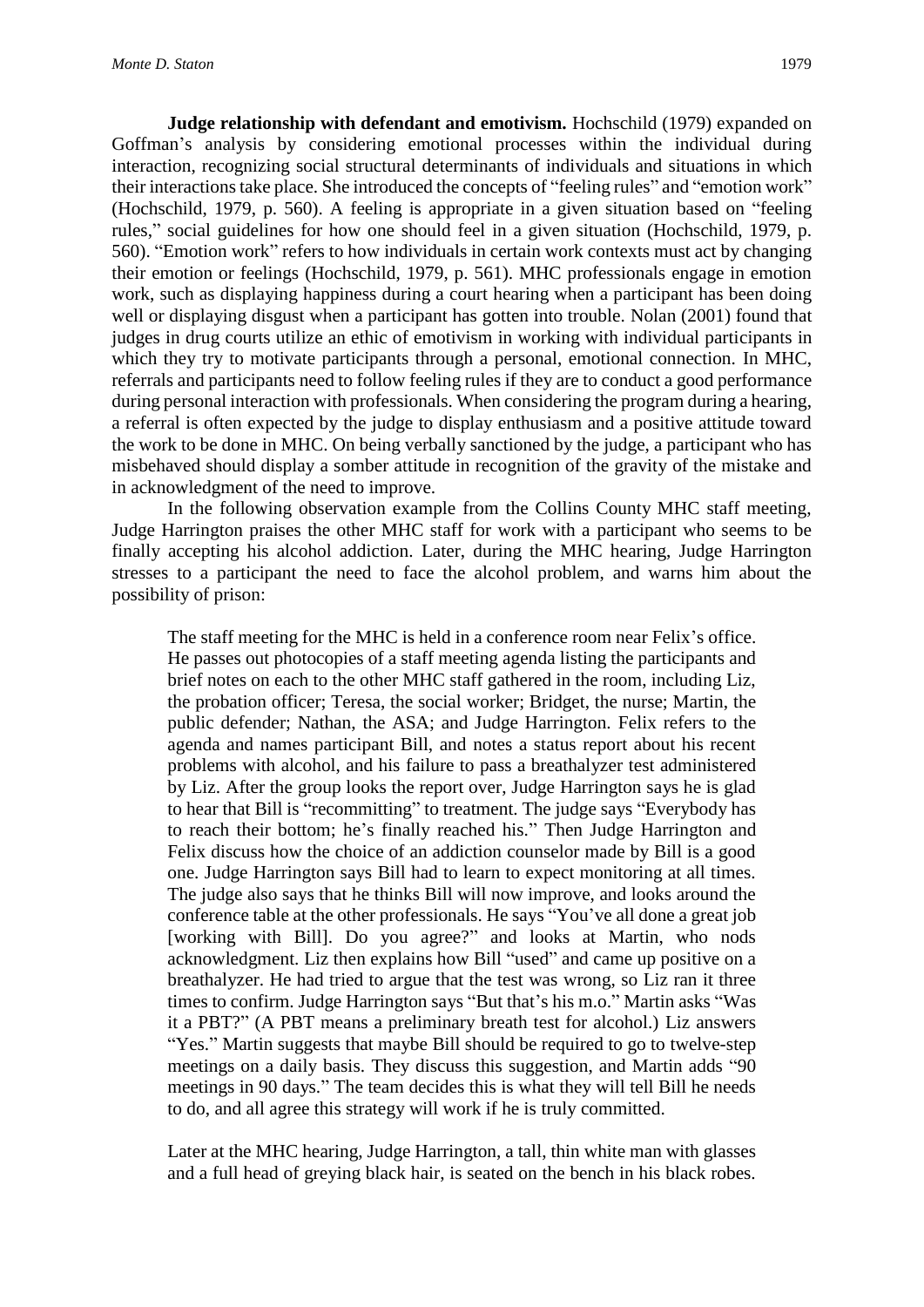**Judge relationship with defendant and emotivism.** Hochschild (1979) expanded on Goffman's analysis by considering emotional processes within the individual during interaction, recognizing social structural determinants of individuals and situations in which their interactions take place. She introduced the concepts of "feeling rules" and "emotion work" (Hochschild, 1979, p. 560). A feeling is appropriate in a given situation based on "feeling rules," social guidelines for how one should feel in a given situation (Hochschild, 1979, p. 560). "Emotion work" refers to how individuals in certain work contexts must act by changing their emotion or feelings (Hochschild, 1979, p. 561). MHC professionals engage in emotion work, such as displaying happiness during a court hearing when a participant has been doing well or displaying disgust when a participant has gotten into trouble. Nolan (2001) found that judges in drug courts utilize an ethic of emotivism in working with individual participants in which they try to motivate participants through a personal, emotional connection. In MHC, referrals and participants need to follow feeling rules if they are to conduct a good performance during personal interaction with professionals. When considering the program during a hearing, a referral is often expected by the judge to display enthusiasm and a positive attitude toward the work to be done in MHC. On being verbally sanctioned by the judge, a participant who has misbehaved should display a somber attitude in recognition of the gravity of the mistake and in acknowledgment of the need to improve.

In the following observation example from the Collins County MHC staff meeting, Judge Harrington praises the other MHC staff for work with a participant who seems to be finally accepting his alcohol addiction. Later, during the MHC hearing, Judge Harrington stresses to a participant the need to face the alcohol problem, and warns him about the possibility of prison:

> The staff meeting for the MHC is held in a conference room near Felix's office. He passes out photocopies of a staff meeting agenda listing the participants and brief notes on each to the other MHC staff gathered in the room, including Liz, the probation officer; Teresa, the social worker; Bridget, the nurse; Martin, the public defender; Nathan, the ASA; and Judge Harrington. Felix refers to the agenda and names participant Bill, and notes a status report about his recent problems with alcohol, and his failure to pass a breathalyzer test administered by Liz. After the group looks the report over, Judge Harrington says he is glad to hear that Bill is "recommitting" to treatment. The judge says "Everybody has to reach their bottom; he's finally reached his." Then Judge Harrington and Felix discuss how the choice of an addiction counselor made by Bill is a good one. Judge Harrington says Bill had to learn to expect monitoring at all times. The judge also says that he thinks Bill will now improve, and looks around the conference table at the other professionals. He says "You've all done a great job [working with Bill]. Do you agree?" and looks at Martin, who nods acknowledgment. Liz then explains how Bill "used" and came up positive on a breathalyzer. He had tried to argue that the test was wrong, so Liz ran it three times to confirm. Judge Harrington says "But that's his m.o." Martin asks "Was it a PBT?" (A PBT means a preliminary breath test for alcohol.) Liz answers "Yes." Martin suggests that maybe Bill should be required to go to twelve-step meetings on a daily basis. They discuss this suggestion, and Martin adds "90 meetings in 90 days." The team decides this is what they will tell Bill he needs to do, and all agree this strategy will work if he is truly committed.
>
> Later at the MHC hearing, Judge Harrington, a tall, thin white man with glasses and a full head of greying black hair, is seated on the bench in his black robes.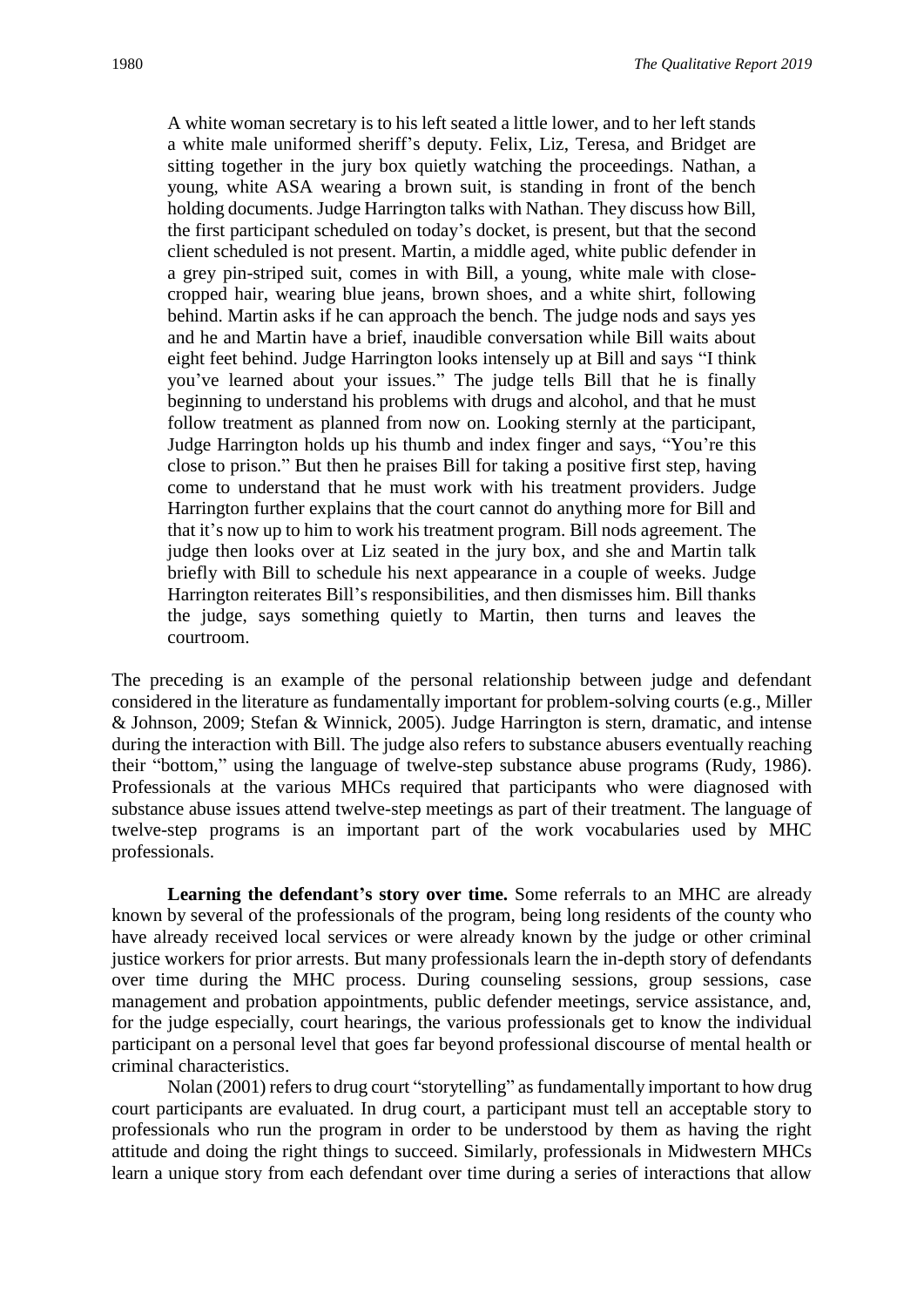> A white woman secretary is to his left seated a little lower, and to her left stands a white male uniformed sheriff's deputy. Felix, Liz, Teresa, and Bridget are sitting together in the jury box quietly watching the proceedings. Nathan, a young, white ASA wearing a brown suit, is standing in front of the bench holding documents. Judge Harrington talks with Nathan. They discuss how Bill, the first participant scheduled on today's docket, is present, but that the second client scheduled is not present. Martin, a middle aged, white public defender in a grey pin-striped suit, comes in with Bill, a young, white male with close-cropped hair, wearing blue jeans, brown shoes, and a white shirt, following behind. Martin asks if he can approach the bench. The judge nods and says yes and he and Martin have a brief, inaudible conversation while Bill waits about eight feet behind. Judge Harrington looks intensely up at Bill and says "I think you've learned about your issues." The judge tells Bill that he is finally beginning to understand his problems with drugs and alcohol, and that he must follow treatment as planned from now on. Looking sternly at the participant, Judge Harrington holds up his thumb and index finger and says, "You're this close to prison." But then he praises Bill for taking a positive first step, having come to understand that he must work with his treatment providers. Judge Harrington further explains that the court cannot do anything more for Bill and that it's now up to him to work his treatment program. Bill nods agreement. The judge then looks over at Liz seated in the jury box, and she and Martin talk briefly with Bill to schedule his next appearance in a couple of weeks. Judge Harrington reiterates Bill's responsibilities, and then dismisses him. Bill thanks the judge, says something quietly to Martin, then turns and leaves the courtroom.

The preceding is an example of the personal relationship between judge and defendant considered in the literature as fundamentally important for problem-solving courts (e.g., Miller & Johnson, 2009; Stefan & Winnick, 2005). Judge Harrington is stern, dramatic, and intense during the interaction with Bill. The judge also refers to substance abusers eventually reaching their "bottom," using the language of twelve-step substance abuse programs (Rudy, 1986). Professionals at the various MHCs required that participants who were diagnosed with substance abuse issues attend twelve-step meetings as part of their treatment. The language of twelve-step programs is an important part of the work vocabularies used by MHC professionals.

**Learning the defendant's story over time.** Some referrals to an MHC are already known by several of the professionals of the program, being long residents of the county who have already received local services or were already known by the judge or other criminal justice workers for prior arrests. But many professionals learn the in-depth story of defendants over time during the MHC process. During counseling sessions, group sessions, case management and probation appointments, public defender meetings, service assistance, and, for the judge especially, court hearings, the various professionals get to know the individual participant on a personal level that goes far beyond professional discourse of mental health or criminal characteristics.

Nolan (2001) refers to drug court "storytelling" as fundamentally important to how drug court participants are evaluated. In drug court, a participant must tell an acceptable story to professionals who run the program in order to be understood by them as having the right attitude and doing the right things to succeed. Similarly, professionals in Midwestern MHCs learn a unique story from each defendant over time during a series of interactions that allow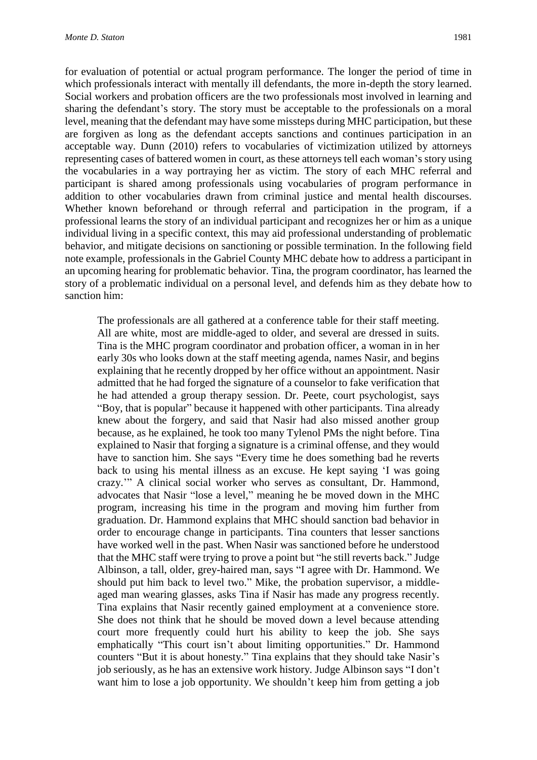for evaluation of potential or actual program performance. The longer the period of time in which professionals interact with mentally ill defendants, the more in-depth the story learned. Social workers and probation officers are the two professionals most involved in learning and sharing the defendant's story. The story must be acceptable to the professionals on a moral level, meaning that the defendant may have some missteps during MHC participation, but these are forgiven as long as the defendant accepts sanctions and continues participation in an acceptable way. Dunn (2010) refers to vocabularies of victimization utilized by attorneys representing cases of battered women in court, as these attorneys tell each woman's story using the vocabularies in a way portraying her as victim. The story of each MHC referral and participant is shared among professionals using vocabularies of program performance in addition to other vocabularies drawn from criminal justice and mental health discourses. Whether known beforehand or through referral and participation in the program, if a professional learns the story of an individual participant and recognizes her or him as a unique individual living in a specific context, this may aid professional understanding of problematic behavior, and mitigate decisions on sanctioning or possible termination. In the following field note example, professionals in the Gabriel County MHC debate how to address a participant in an upcoming hearing for problematic behavior. Tina, the program coordinator, has learned the story of a problematic individual on a personal level, and defends him as they debate how to sanction him:

> The professionals are all gathered at a conference table for their staff meeting. All are white, most are middle-aged to older, and several are dressed in suits. Tina is the MHC program coordinator and probation officer, a woman in in her early 30s who looks down at the staff meeting agenda, names Nasir, and begins explaining that he recently dropped by her office without an appointment. Nasir admitted that he had forged the signature of a counselor to fake verification that he had attended a group therapy session. Dr. Peete, court psychologist, says "Boy, that is popular" because it happened with other participants. Tina already knew about the forgery, and said that Nasir had also missed another group because, as he explained, he took too many Tylenol PMs the night before. Tina explained to Nasir that forging a signature is a criminal offense, and they would have to sanction him. She says "Every time he does something bad he reverts back to using his mental illness as an excuse. He kept saying 'I was going crazy.'" A clinical social worker who serves as consultant, Dr. Hammond, advocates that Nasir "lose a level," meaning he be moved down in the MHC program, increasing his time in the program and moving him further from graduation. Dr. Hammond explains that MHC should sanction bad behavior in order to encourage change in participants. Tina counters that lesser sanctions have worked well in the past. When Nasir was sanctioned before he understood that the MHC staff were trying to prove a point but "he still reverts back." Judge Albinson, a tall, older, grey-haired man, says "I agree with Dr. Hammond. We should put him back to level two." Mike, the probation supervisor, a middle-aged man wearing glasses, asks Tina if Nasir has made any progress recently. Tina explains that Nasir recently gained employment at a convenience store. She does not think that he should be moved down a level because attending court more frequently could hurt his ability to keep the job. She says emphatically "This court isn't about limiting opportunities." Dr. Hammond counters "But it is about honesty." Tina explains that they should take Nasir's job seriously, as he has an extensive work history. Judge Albinson says "I don't want him to lose a job opportunity. We shouldn't keep him from getting a job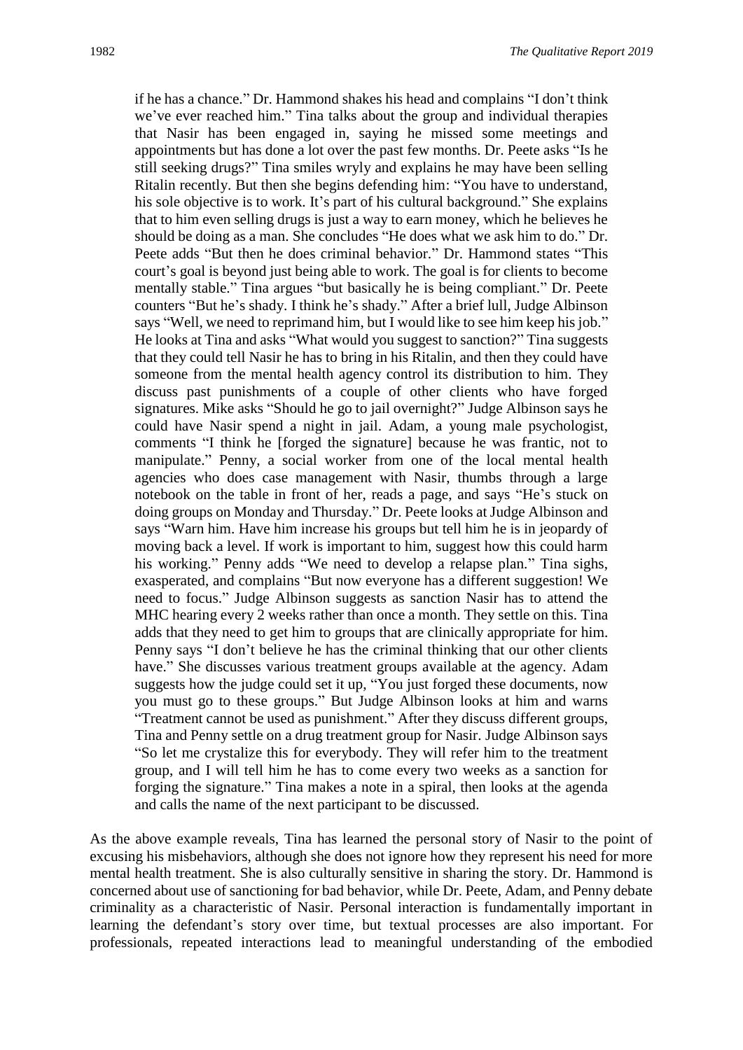> if he has a chance." Dr. Hammond shakes his head and complains "I don't think we've ever reached him." Tina talks about the group and individual therapies that Nasir has been engaged in, saying he missed some meetings and appointments but has done a lot over the past few months. Dr. Peete asks "Is he still seeking drugs?" Tina smiles wryly and explains he may have been selling Ritalin recently. But then she begins defending him: "You have to understand, his sole objective is to work. It's part of his cultural background." She explains that to him even selling drugs is just a way to earn money, which he believes he should be doing as a man. She concludes "He does what we ask him to do." Dr. Peete adds "But then he does criminal behavior." Dr. Hammond states "This court's goal is beyond just being able to work. The goal is for clients to become mentally stable." Tina argues "but basically he is being compliant." Dr. Peete counters "But he's shady. I think he's shady." After a brief lull, Judge Albinson says "Well, we need to reprimand him, but I would like to see him keep his job." He looks at Tina and asks "What would you suggest to sanction?" Tina suggests that they could tell Nasir he has to bring in his Ritalin, and then they could have someone from the mental health agency control its distribution to him. They discuss past punishments of a couple of other clients who have forged signatures. Mike asks "Should he go to jail overnight?" Judge Albinson says he could have Nasir spend a night in jail. Adam, a young male psychologist, comments "I think he [forged the signature] because he was frantic, not to manipulate." Penny, a social worker from one of the local mental health agencies who does case management with Nasir, thumbs through a large notebook on the table in front of her, reads a page, and says "He's stuck on doing groups on Monday and Thursday." Dr. Peete looks at Judge Albinson and says "Warn him. Have him increase his groups but tell him he is in jeopardy of moving back a level. If work is important to him, suggest how this could harm his working." Penny adds "We need to develop a relapse plan." Tina sighs, exasperated, and complains "But now everyone has a different suggestion! We need to focus." Judge Albinson suggests as sanction Nasir has to attend the MHC hearing every 2 weeks rather than once a month. They settle on this. Tina adds that they need to get him to groups that are clinically appropriate for him. Penny says "I don't believe he has the criminal thinking that our other clients have." She discusses various treatment groups available at the agency. Adam suggests how the judge could set it up, "You just forged these documents, now you must go to these groups." But Judge Albinson looks at him and warns "Treatment cannot be used as punishment." After they discuss different groups, Tina and Penny settle on a drug treatment group for Nasir. Judge Albinson says "So let me crystalize this for everybody. They will refer him to the treatment group, and I will tell him he has to come every two weeks as a sanction for forging the signature." Tina makes a note in a spiral, then looks at the agenda and calls the name of the next participant to be discussed.

As the above example reveals, Tina has learned the personal story of Nasir to the point of excusing his misbehaviors, although she does not ignore how they represent his need for more mental health treatment. She is also culturally sensitive in sharing the story. Dr. Hammond is concerned about use of sanctioning for bad behavior, while Dr. Peete, Adam, and Penny debate criminality as a characteristic of Nasir. Personal interaction is fundamentally important in learning the defendant's story over time, but textual processes are also important. For professionals, repeated interactions lead to meaningful understanding of the embodied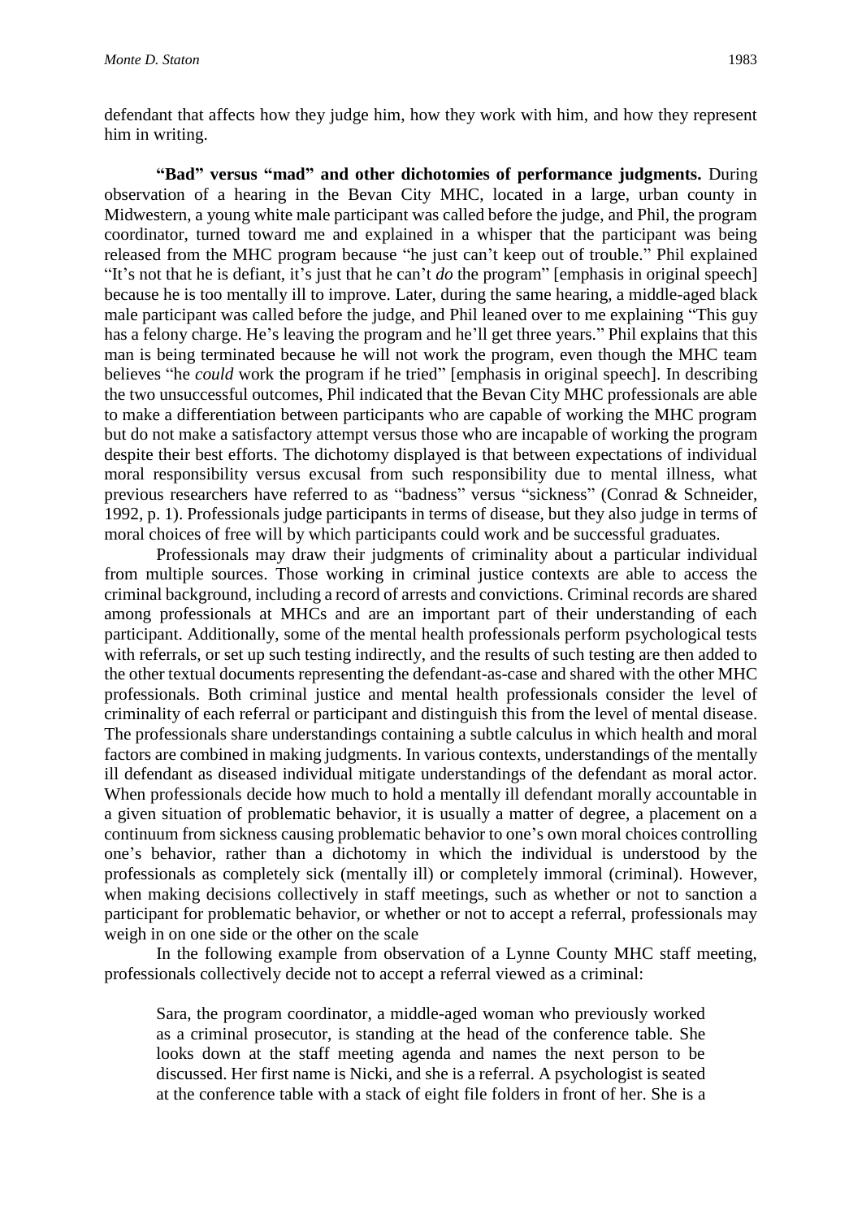defendant that affects how they judge him, how they work with him, and how they represent him in writing.

**"Bad" versus "mad" and other dichotomies of performance judgments.** During observation of a hearing in the Bevan City MHC, located in a large, urban county in Midwestern, a young white male participant was called before the judge, and Phil, the program coordinator, turned toward me and explained in a whisper that the participant was being released from the MHC program because "he just can't keep out of trouble." Phil explained "It's not that he is defiant, it's just that he can't *do* the program" [emphasis in original speech] because he is too mentally ill to improve. Later, during the same hearing, a middle-aged black male participant was called before the judge, and Phil leaned over to me explaining "This guy has a felony charge. He's leaving the program and he'll get three years." Phil explains that this man is being terminated because he will not work the program, even though the MHC team believes "he *could* work the program if he tried" [emphasis in original speech]. In describing the two unsuccessful outcomes, Phil indicated that the Bevan City MHC professionals are able to make a differentiation between participants who are capable of working the MHC program but do not make a satisfactory attempt versus those who are incapable of working the program despite their best efforts. The dichotomy displayed is that between expectations of individual moral responsibility versus excusal from such responsibility due to mental illness, what previous researchers have referred to as "badness" versus "sickness" (Conrad & Schneider, 1992, p. 1). Professionals judge participants in terms of disease, but they also judge in terms of moral choices of free will by which participants could work and be successful graduates.

Professionals may draw their judgments of criminality about a particular individual from multiple sources. Those working in criminal justice contexts are able to access the criminal background, including a record of arrests and convictions. Criminal records are shared among professionals at MHCs and are an important part of their understanding of each participant. Additionally, some of the mental health professionals perform psychological tests with referrals, or set up such testing indirectly, and the results of such testing are then added to the other textual documents representing the defendant-as-case and shared with the other MHC professionals. Both criminal justice and mental health professionals consider the level of criminality of each referral or participant and distinguish this from the level of mental disease. The professionals share understandings containing a subtle calculus in which health and moral factors are combined in making judgments. In various contexts, understandings of the mentally ill defendant as diseased individual mitigate understandings of the defendant as moral actor. When professionals decide how much to hold a mentally ill defendant morally accountable in a given situation of problematic behavior, it is usually a matter of degree, a placement on a continuum from sickness causing problematic behavior to one's own moral choices controlling one's behavior, rather than a dichotomy in which the individual is understood by the professionals as completely sick (mentally ill) or completely immoral (criminal). However, when making decisions collectively in staff meetings, such as whether or not to sanction a participant for problematic behavior, or whether or not to accept a referral, professionals may weigh in on one side or the other on the scale

In the following example from observation of a Lynne County MHC staff meeting, professionals collectively decide not to accept a referral viewed as a criminal:

> Sara, the program coordinator, a middle-aged woman who previously worked as a criminal prosecutor, is standing at the head of the conference table. She looks down at the staff meeting agenda and names the next person to be discussed. Her first name is Nicki, and she is a referral. A psychologist is seated at the conference table with a stack of eight file folders in front of her. She is a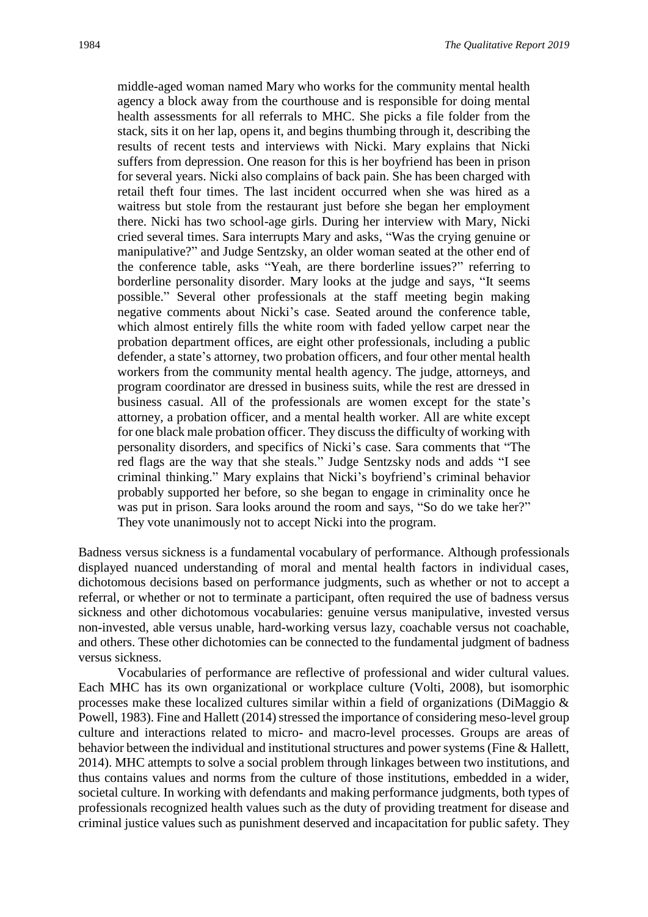> middle-aged woman named Mary who works for the community mental health agency a block away from the courthouse and is responsible for doing mental health assessments for all referrals to MHC. She picks a file folder from the stack, sits it on her lap, opens it, and begins thumbing through it, describing the results of recent tests and interviews with Nicki. Mary explains that Nicki suffers from depression. One reason for this is her boyfriend has been in prison for several years. Nicki also complains of back pain. She has been charged with retail theft four times. The last incident occurred when she was hired as a waitress but stole from the restaurant just before she began her employment there. Nicki has two school-age girls. During her interview with Mary, Nicki cried several times. Sara interrupts Mary and asks, "Was the crying genuine or manipulative?" and Judge Sentzsky, an older woman seated at the other end of the conference table, asks "Yeah, are there borderline issues?" referring to borderline personality disorder. Mary looks at the judge and says, "It seems possible." Several other professionals at the staff meeting begin making negative comments about Nicki's case. Seated around the conference table, which almost entirely fills the white room with faded yellow carpet near the probation department offices, are eight other professionals, including a public defender, a state's attorney, two probation officers, and four other mental health workers from the community mental health agency. The judge, attorneys, and program coordinator are dressed in business suits, while the rest are dressed in business casual. All of the professionals are women except for the state's attorney, a probation officer, and a mental health worker. All are white except for one black male probation officer. They discuss the difficulty of working with personality disorders, and specifics of Nicki's case. Sara comments that "The red flags are the way that she steals." Judge Sentzsky nods and adds "I see criminal thinking." Mary explains that Nicki's boyfriend's criminal behavior probably supported her before, so she began to engage in criminality once he was put in prison. Sara looks around the room and says, "So do we take her?" They vote unanimously not to accept Nicki into the program.

Badness versus sickness is a fundamental vocabulary of performance. Although professionals displayed nuanced understanding of moral and mental health factors in individual cases, dichotomous decisions based on performance judgments, such as whether or not to accept a referral, or whether or not to terminate a participant, often required the use of badness versus sickness and other dichotomous vocabularies: genuine versus manipulative, invested versus non-invested, able versus unable, hard-working versus lazy, coachable versus not coachable, and others. These other dichotomies can be connected to the fundamental judgment of badness versus sickness.

Vocabularies of performance are reflective of professional and wider cultural values. Each MHC has its own organizational or workplace culture (Volti, 2008), but isomorphic processes make these localized cultures similar within a field of organizations (DiMaggio & Powell, 1983). Fine and Hallett (2014) stressed the importance of considering meso-level group culture and interactions related to micro- and macro-level processes. Groups are areas of behavior between the individual and institutional structures and power systems (Fine & Hallett, 2014). MHC attempts to solve a social problem through linkages between two institutions, and thus contains values and norms from the culture of those institutions, embedded in a wider, societal culture. In working with defendants and making performance judgments, both types of professionals recognized health values such as the duty of providing treatment for disease and criminal justice values such as punishment deserved and incapacitation for public safety. They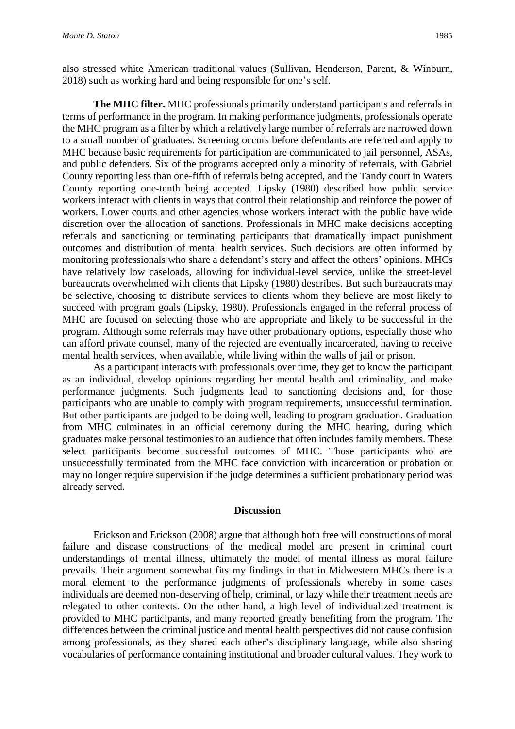also stressed white American traditional values (Sullivan, Henderson, Parent, & Winburn, 2018) such as working hard and being responsible for one's self.

**The MHC filter.** MHC professionals primarily understand participants and referrals in terms of performance in the program. In making performance judgments, professionals operate the MHC program as a filter by which a relatively large number of referrals are narrowed down to a small number of graduates. Screening occurs before defendants are referred and apply to MHC because basic requirements for participation are communicated to jail personnel, ASAs, and public defenders. Six of the programs accepted only a minority of referrals, with Gabriel County reporting less than one-fifth of referrals being accepted, and the Tandy court in Waters County reporting one-tenth being accepted. Lipsky (1980) described how public service workers interact with clients in ways that control their relationship and reinforce the power of workers. Lower courts and other agencies whose workers interact with the public have wide discretion over the allocation of sanctions. Professionals in MHC make decisions accepting referrals and sanctioning or terminating participants that dramatically impact punishment outcomes and distribution of mental health services. Such decisions are often informed by monitoring professionals who share a defendant's story and affect the others' opinions. MHCs have relatively low caseloads, allowing for individual-level service, unlike the street-level bureaucrats overwhelmed with clients that Lipsky (1980) describes. But such bureaucrats may be selective, choosing to distribute services to clients whom they believe are most likely to succeed with program goals (Lipsky, 1980). Professionals engaged in the referral process of MHC are focused on selecting those who are appropriate and likely to be successful in the program. Although some referrals may have other probationary options, especially those who can afford private counsel, many of the rejected are eventually incarcerated, having to receive mental health services, when available, while living within the walls of jail or prison.

As a participant interacts with professionals over time, they get to know the participant as an individual, develop opinions regarding her mental health and criminality, and make performance judgments. Such judgments lead to sanctioning decisions and, for those participants who are unable to comply with program requirements, unsuccessful termination. But other participants are judged to be doing well, leading to program graduation. Graduation from MHC culminates in an official ceremony during the MHC hearing, during which graduates make personal testimonies to an audience that often includes family members. These select participants become successful outcomes of MHC. Those participants who are unsuccessfully terminated from the MHC face conviction with incarceration or probation or may no longer require supervision if the judge determines a sufficient probationary period was already served.

## Discussion

Erickson and Erickson (2008) argue that although both free will constructions of moral failure and disease constructions of the medical model are present in criminal court understandings of mental illness, ultimately the model of mental illness as moral failure prevails. Their argument somewhat fits my findings in that in Midwestern MHCs there is a moral element to the performance judgments of professionals whereby in some cases individuals are deemed non-deserving of help, criminal, or lazy while their treatment needs are relegated to other contexts. On the other hand, a high level of individualized treatment is provided to MHC participants, and many reported greatly benefiting from the program. The differences between the criminal justice and mental health perspectives did not cause confusion among professionals, as they shared each other's disciplinary language, while also sharing vocabularies of performance containing institutional and broader cultural values. They work to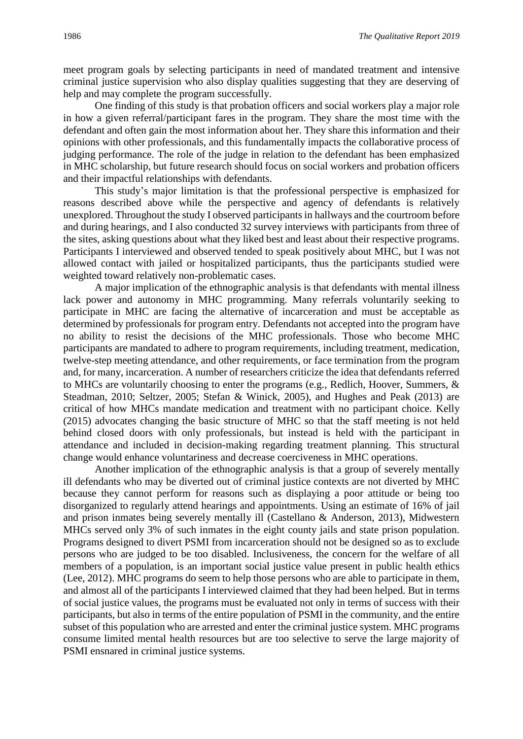meet program goals by selecting participants in need of mandated treatment and intensive criminal justice supervision who also display qualities suggesting that they are deserving of help and may complete the program successfully.

One finding of this study is that probation officers and social workers play a major role in how a given referral/participant fares in the program. They share the most time with the defendant and often gain the most information about her. They share this information and their opinions with other professionals, and this fundamentally impacts the collaborative process of judging performance. The role of the judge in relation to the defendant has been emphasized in MHC scholarship, but future research should focus on social workers and probation officers and their impactful relationships with defendants.

This study's major limitation is that the professional perspective is emphasized for reasons described above while the perspective and agency of defendants is relatively unexplored. Throughout the study I observed participants in hallways and the courtroom before and during hearings, and I also conducted 32 survey interviews with participants from three of the sites, asking questions about what they liked best and least about their respective programs. Participants I interviewed and observed tended to speak positively about MHC, but I was not allowed contact with jailed or hospitalized participants, thus the participants studied were weighted toward relatively non-problematic cases.

A major implication of the ethnographic analysis is that defendants with mental illness lack power and autonomy in MHC programming. Many referrals voluntarily seeking to participate in MHC are facing the alternative of incarceration and must be acceptable as determined by professionals for program entry. Defendants not accepted into the program have no ability to resist the decisions of the MHC professionals. Those who become MHC participants are mandated to adhere to program requirements, including treatment, medication, twelve-step meeting attendance, and other requirements, or face termination from the program and, for many, incarceration. A number of researchers criticize the idea that defendants referred to MHCs are voluntarily choosing to enter the programs (e.g., Redlich, Hoover, Summers, & Steadman, 2010; Seltzer, 2005; Stefan & Winick, 2005), and Hughes and Peak (2013) are critical of how MHCs mandate medication and treatment with no participant choice. Kelly (2015) advocates changing the basic structure of MHC so that the staff meeting is not held behind closed doors with only professionals, but instead is held with the participant in attendance and included in decision-making regarding treatment planning. This structural change would enhance voluntariness and decrease coerciveness in MHC operations.

Another implication of the ethnographic analysis is that a group of severely mentally ill defendants who may be diverted out of criminal justice contexts are not diverted by MHC because they cannot perform for reasons such as displaying a poor attitude or being too disorganized to regularly attend hearings and appointments. Using an estimate of 16% of jail and prison inmates being severely mentally ill (Castellano & Anderson, 2013), Midwestern MHCs served only 3% of such inmates in the eight county jails and state prison population. Programs designed to divert PSMI from incarceration should not be designed so as to exclude persons who are judged to be too disabled. Inclusiveness, the concern for the welfare of all members of a population, is an important social justice value present in public health ethics (Lee, 2012). MHC programs do seem to help those persons who are able to participate in them, and almost all of the participants I interviewed claimed that they had been helped. But in terms of social justice values, the programs must be evaluated not only in terms of success with their participants, but also in terms of the entire population of PSMI in the community, and the entire subset of this population who are arrested and enter the criminal justice system. MHC programs consume limited mental health resources but are too selective to serve the large majority of PSMI ensnared in criminal justice systems.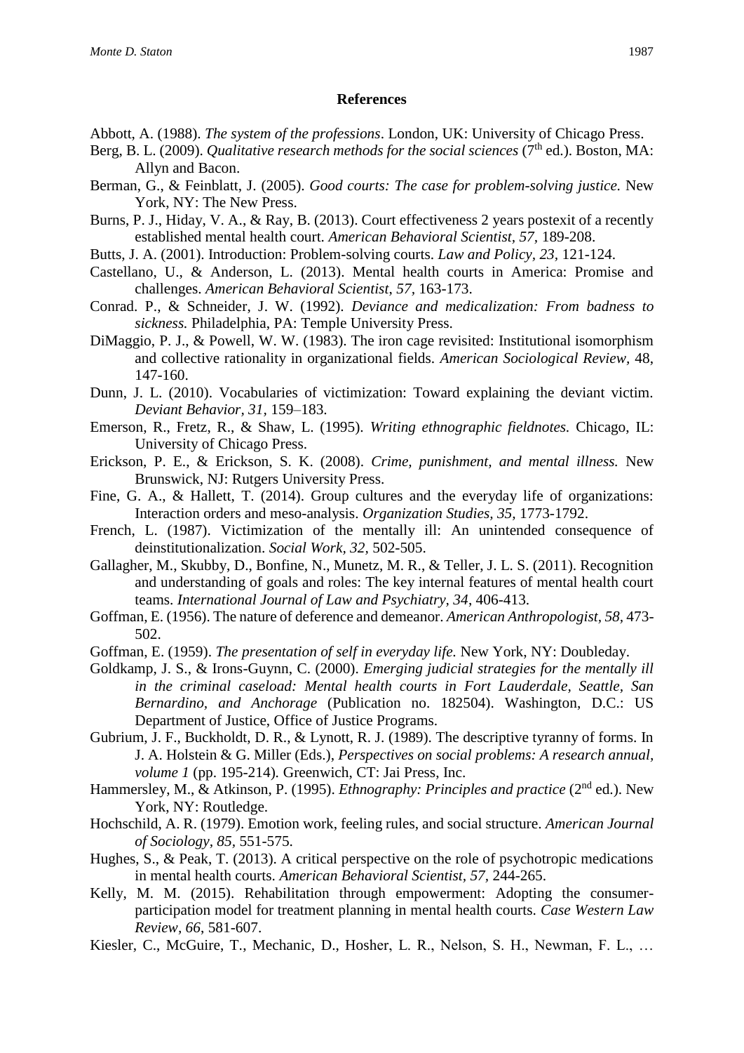## References

Abbott, A. (1988). *The system of the professions*. London, UK: University of Chicago Press.

Berg, B. L. (2009). *Qualitative research methods for the social sciences* (7th ed.). Boston, MA: Allyn and Bacon.

Berman, G., & Feinblatt, J. (2005). *Good courts: The case for problem-solving justice.* New York, NY: The New Press.

Burns, P. J., Hiday, V. A., & Ray, B. (2013). Court effectiveness 2 years postexit of a recently established mental health court. *American Behavioral Scientist, 57,* 189-208.

Butts, J. A. (2001). Introduction: Problem-solving courts. *Law and Policy, 23,* 121-124.

Castellano, U., & Anderson, L. (2013). Mental health courts in America: Promise and challenges. *American Behavioral Scientist, 57,* 163-173.

Conrad. P., & Schneider, J. W. (1992). *Deviance and medicalization: From badness to sickness.* Philadelphia, PA: Temple University Press.

DiMaggio, P. J., & Powell, W. W. (1983). The iron cage revisited: Institutional isomorphism and collective rationality in organizational fields. *American Sociological Review*, 48, 147-160.

Dunn, J. L. (2010). Vocabularies of victimization: Toward explaining the deviant victim. *Deviant Behavior, 31,* 159–183.

Emerson, R., Fretz, R., & Shaw, L. (1995). *Writing ethnographic fieldnotes.* Chicago, IL: University of Chicago Press.

Erickson, P. E., & Erickson, S. K. (2008). *Crime, punishment, and mental illness.* New Brunswick, NJ: Rutgers University Press.

Fine, G. A., & Hallett, T. (2014). Group cultures and the everyday life of organizations: Interaction orders and meso-analysis. *Organization Studies, 35,* 1773-1792.

French, L. (1987). Victimization of the mentally ill: An unintended consequence of deinstitutionalization. *Social Work, 32,* 502-505.

Gallagher, M., Skubby, D., Bonfine, N., Munetz, M. R., & Teller, J. L. S. (2011). Recognition and understanding of goals and roles: The key internal features of mental health court teams. *International Journal of Law and Psychiatry, 34*, 406-413.

Goffman, E. (1956). The nature of deference and demeanor. *American Anthropologist, 58,* 473-502.

Goffman, E. (1959). *The presentation of self in everyday life.* New York, NY: Doubleday.

Goldkamp, J. S., & Irons-Guynn, C. (2000). *Emerging judicial strategies for the mentally ill in the criminal caseload: Mental health courts in Fort Lauderdale, Seattle, San Bernardino, and Anchorage* (Publication no. 182504). Washington, D.C.: US Department of Justice, Office of Justice Programs.

Gubrium, J. F., Buckholdt, D. R., & Lynott, R. J. (1989). The descriptive tyranny of forms. In J. A. Holstein & G. Miller (Eds.), *Perspectives on social problems: A research annual, volume 1* (pp. 195-214). Greenwich, CT: Jai Press, Inc.

Hammersley, M., & Atkinson, P. (1995). *Ethnography: Principles and practice* (2nd ed.). New York, NY: Routledge.

Hochschild, A. R. (1979). Emotion work, feeling rules, and social structure. *American Journal of Sociology, 85,* 551-575.

Hughes, S., & Peak, T. (2013). A critical perspective on the role of psychotropic medications in mental health courts. *American Behavioral Scientist, 57,* 244-265.

Kelly, M. M. (2015). Rehabilitation through empowerment: Adopting the consumer-participation model for treatment planning in mental health courts. *Case Western Law Review, 66,* 581-607.

Kiesler, C., McGuire, T., Mechanic, D., Hosher, L. R., Nelson, S. H., Newman, F. L., …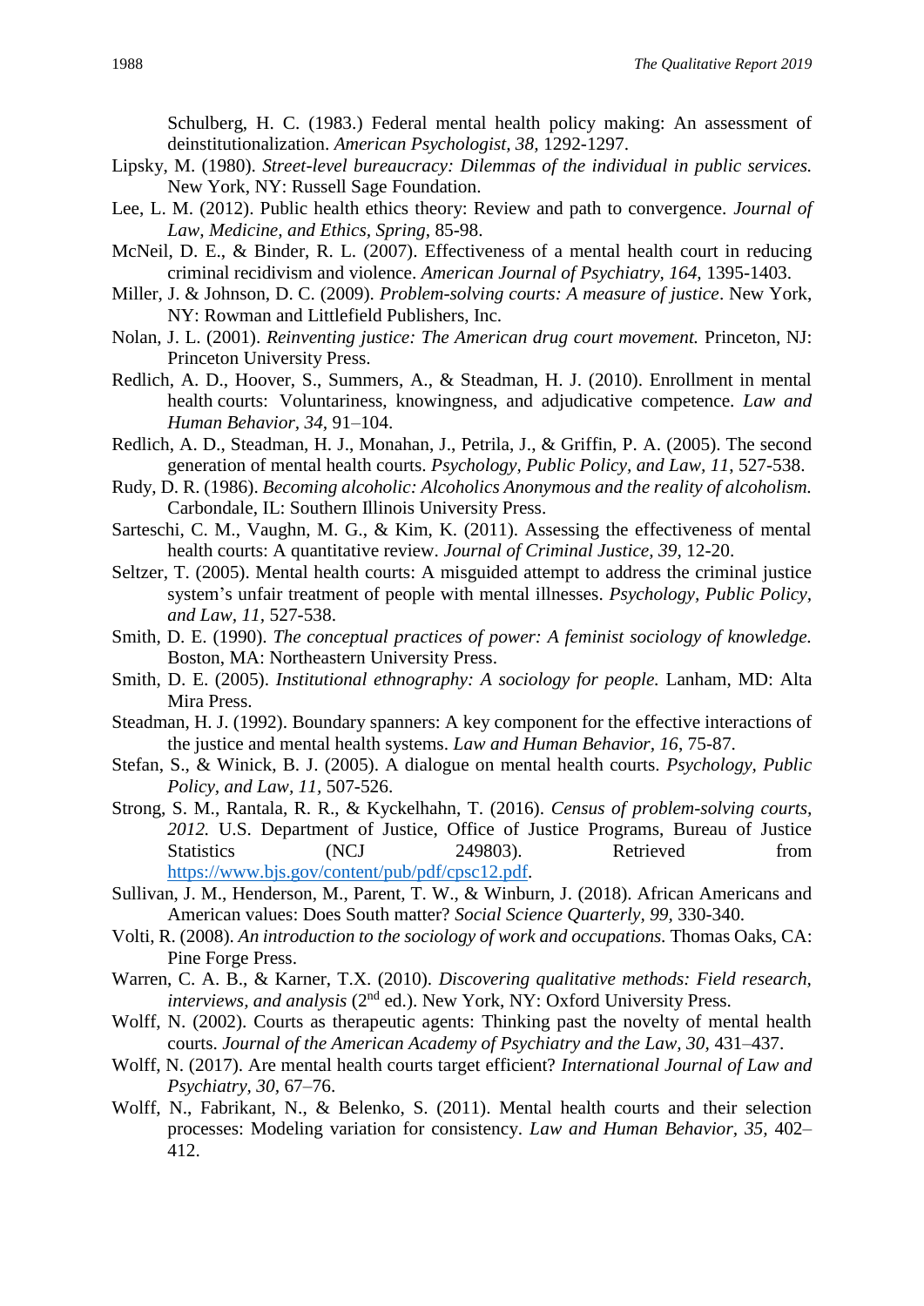Schulberg, H. C. (1983.) Federal mental health policy making: An assessment of deinstitutionalization. *American Psychologist, 38,* 1292-1297.

Lipsky, M. (1980). *Street-level bureaucracy: Dilemmas of the individual in public services.* New York, NY: Russell Sage Foundation.

Lee, L. M. (2012). Public health ethics theory: Review and path to convergence. *Journal of Law, Medicine, and Ethics, Spring,* 85-98.

McNeil, D. E., & Binder, R. L. (2007). Effectiveness of a mental health court in reducing criminal recidivism and violence. *American Journal of Psychiatry, 164,* 1395-1403.

Miller, J. & Johnson, D. C. (2009). *Problem-solving courts: A measure of justice*. New York, NY: Rowman and Littlefield Publishers, Inc.

Nolan, J. L. (2001). *Reinventing justice: The American drug court movement.* Princeton, NJ: Princeton University Press.

Redlich, A. D., Hoover, S., Summers, A., & Steadman, H. J. (2010). Enrollment in mental health courts: Voluntariness, knowingness, and adjudicative competence. *Law and Human Behavior, 34,* 91–104.

Redlich, A. D., Steadman, H. J., Monahan, J., Petrila, J., & Griffin, P. A. (2005). The second generation of mental health courts. *Psychology, Public Policy, and Law, 11,* 527-538.

Rudy, D. R. (1986). *Becoming alcoholic: Alcoholics Anonymous and the reality of alcoholism.* Carbondale, IL: Southern Illinois University Press.

Sarteschi, C. M., Vaughn, M. G., & Kim, K. (2011). Assessing the effectiveness of mental health courts: A quantitative review. *Journal of Criminal Justice, 39,* 12-20.

Seltzer, T. (2005). Mental health courts: A misguided attempt to address the criminal justice system's unfair treatment of people with mental illnesses. *Psychology, Public Policy, and Law, 11,* 527-538.

Smith, D. E. (1990). *The conceptual practices of power: A feminist sociology of knowledge.* Boston, MA: Northeastern University Press.

Smith, D. E. (2005). *Institutional ethnography: A sociology for people.* Lanham, MD: Alta Mira Press.

Steadman, H. J. (1992). Boundary spanners: A key component for the effective interactions of the justice and mental health systems. *Law and Human Behavior, 16,* 75-87.

Stefan, S., & Winick, B. J. (2005). A dialogue on mental health courts. *Psychology, Public Policy, and Law, 11,* 507-526.

Strong, S. M., Rantala, R. R., & Kyckelhahn, T. (2016). *Census of problem-solving courts, 2012.* U.S. Department of Justice, Office of Justice Programs, Bureau of Justice Statistics (NCJ 249803). Retrieved from https://www.bjs.gov/content/pub/pdf/cpsc12.pdf.

Sullivan, J. M., Henderson, M., Parent, T. W., & Winburn, J. (2018). African Americans and American values: Does South matter? *Social Science Quarterly, 99,* 330-340.

Volti, R. (2008). *An introduction to the sociology of work and occupations.* Thomas Oaks, CA: Pine Forge Press.

Warren, C. A. B., & Karner, T.X. (2010). *Discovering qualitative methods: Field research, interviews, and analysis* (2nd ed.). New York, NY: Oxford University Press.

Wolff, N. (2002). Courts as therapeutic agents: Thinking past the novelty of mental health courts. *Journal of the American Academy of Psychiatry and the Law, 30,* 431–437.

Wolff, N. (2017). Are mental health courts target efficient? *International Journal of Law and Psychiatry, 30,* 67–76.

Wolff, N., Fabrikant, N., & Belenko, S. (2011). Mental health courts and their selection processes: Modeling variation for consistency. *Law and Human Behavior, 35,* 402–412.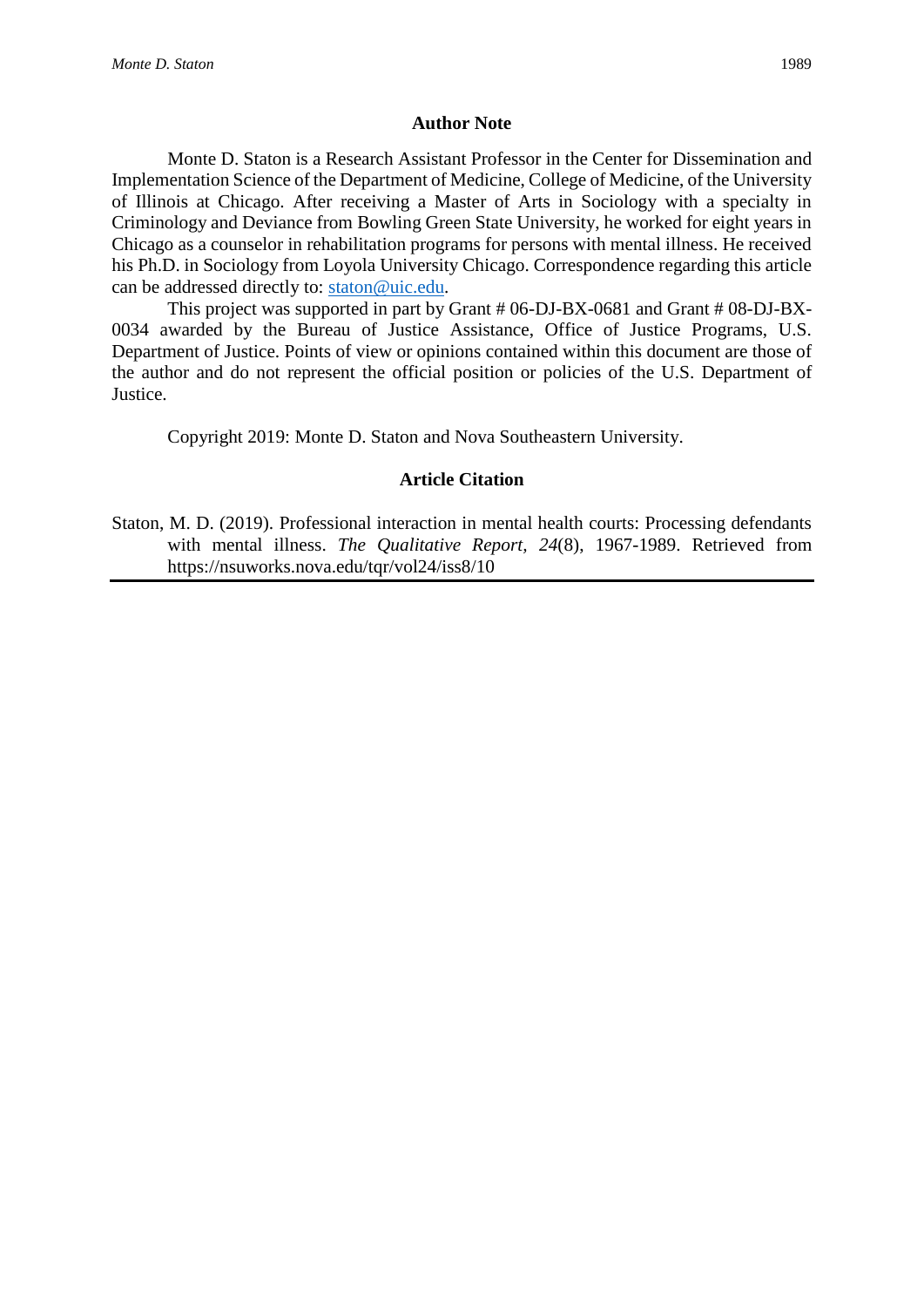## Author Note

Monte D. Staton is a Research Assistant Professor in the Center for Dissemination and Implementation Science of the Department of Medicine, College of Medicine, of the University of Illinois at Chicago. After receiving a Master of Arts in Sociology with a specialty in Criminology and Deviance from Bowling Green State University, he worked for eight years in Chicago as a counselor in rehabilitation programs for persons with mental illness. He received his Ph.D. in Sociology from Loyola University Chicago. Correspondence regarding this article can be addressed directly to: staton@uic.edu.

This project was supported in part by Grant # 06-DJ-BX-0681 and Grant # 08-DJ-BX-0034 awarded by the Bureau of Justice Assistance, Office of Justice Programs, U.S. Department of Justice. Points of view or opinions contained within this document are those of the author and do not represent the official position or policies of the U.S. Department of Justice.

Copyright 2019: Monte D. Staton and Nova Southeastern University.

## Article Citation

Staton, M. D. (2019). Professional interaction in mental health courts: Processing defendants with mental illness. *The Qualitative Report*, *24*(8), 1967-1989. Retrieved from https://nsuworks.nova.edu/tqr/vol24/iss8/10